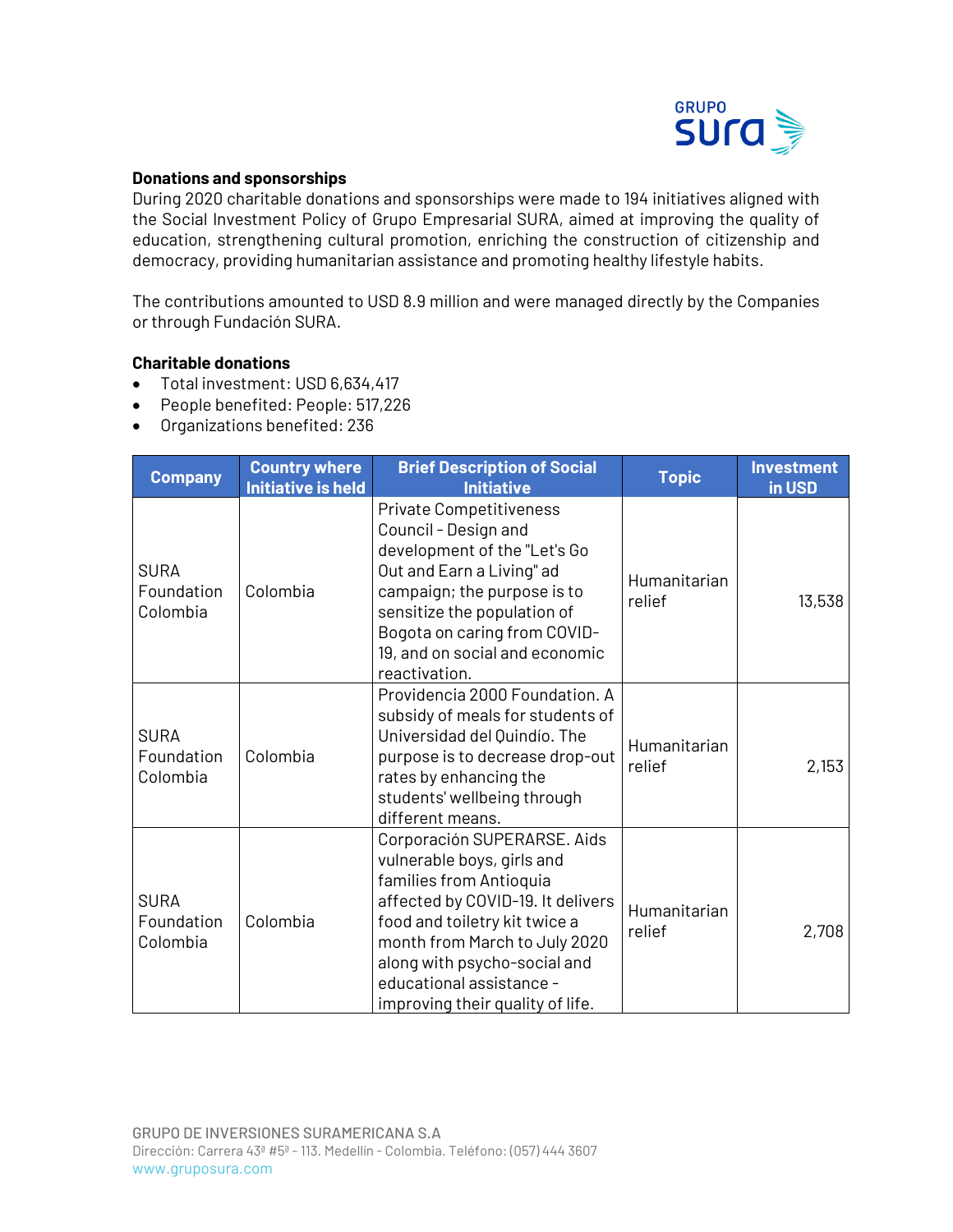## Donations and sponsorships

During 2020 charitable donations and sponsorships were made to 194 initiatives aligned with the Social Investment Policy of Grupo Empresarial SURA, aimed at improving the quality of education, strengthening cultural promotion, enriching the construction of citizenship and democracy, providing humanitarian assistance and promoting healthy lifestyle habits.

The contributions amounted to USD 8.9 million and were managed directly by the Companies or through Fundación SURA.

### Charitable donations

- Total investment: USD 6,634,417
- People benefited: People: 517,226
- Organizations benefited: 236

| Company | Country where Initiative is held | Brief Description of Social Initiative | Topic | Investment in USD |
|---|---|---|---|---|
| SURA Foundation Colombia | Colombia | Private Competitiveness Council - Design and development of the "Let's Go Out and Earn a Living" ad campaign; the purpose is to sensitize the population of Bogota on caring from COVID-19, and on social and economic reactivation. | Humanitarian relief | 13,538 |
| SURA Foundation Colombia | Colombia | Providencia 2000 Foundation. A subsidy of meals for students of Universidad del Quindío. The purpose is to decrease drop-out rates by enhancing the students' wellbeing through different means. | Humanitarian relief | 2,153 |
| SURA Foundation Colombia | Colombia | Corporación SUPERARSE. Aids vulnerable boys, girls and families from Antioquia affected by COVID-19. It delivers food and toiletry kit twice a month from March to July 2020 along with psycho-social and educational assistance - improving their quality of life. | Humanitarian relief | 2,708 |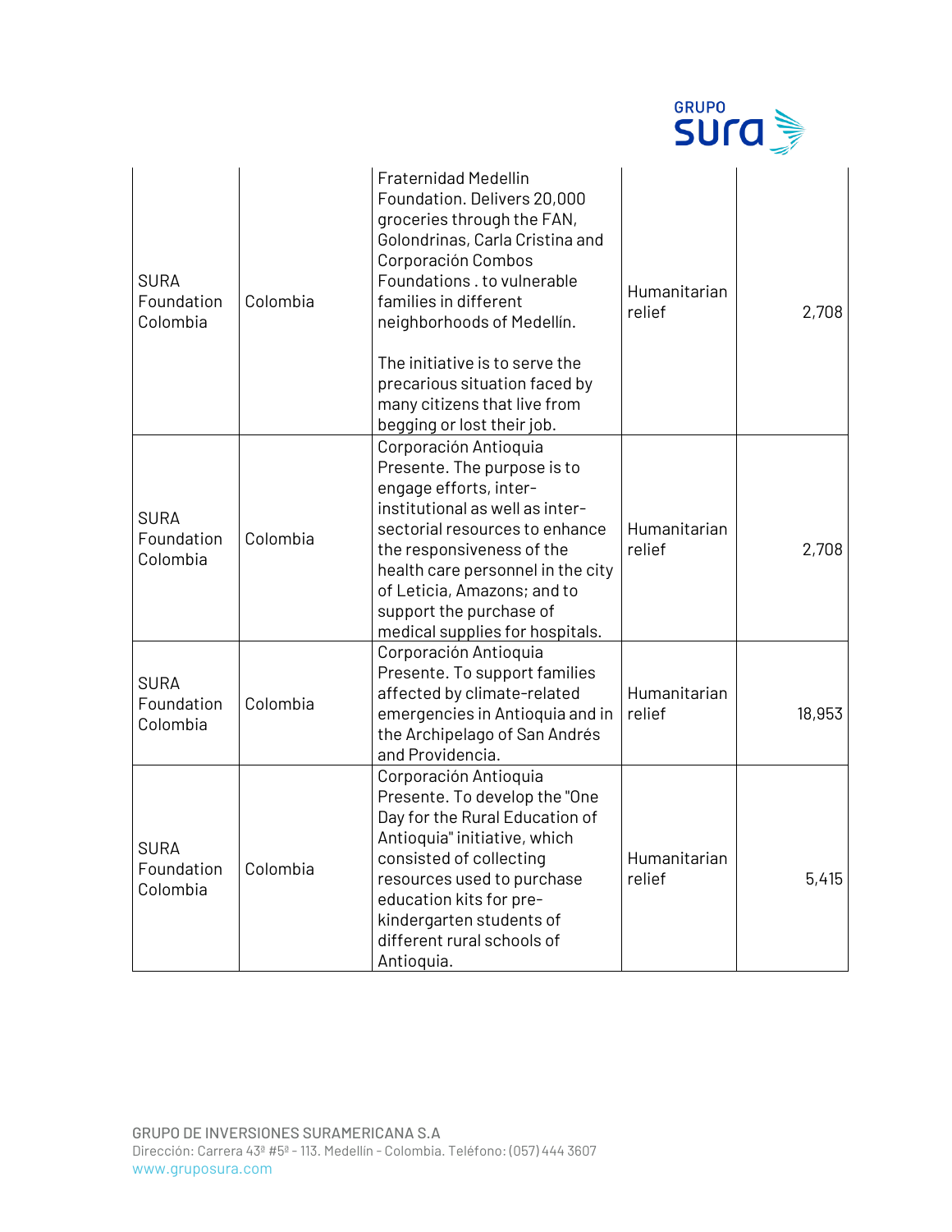| | | | | |
|---|---|---|---|---|
| SURA Foundation Colombia | Colombia | Fraternidad Medellin Foundation. Delivers 20,000 groceries through the FAN, Golondrinas, Carla Cristina and Corporación Combos Foundations . to vulnerable families in different neighborhoods of Medellín.<br><br>The initiative is to serve the precarious situation faced by many citizens that live from begging or lost their job. | Humanitarian relief | 2,708 |
| SURA Foundation Colombia | Colombia | Corporación Antioquia Presente. The purpose is to engage efforts, inter-institutional as well as inter-sectorial resources to enhance the responsiveness of the health care personnel in the city of Leticia, Amazons; and to support the purchase of medical supplies for hospitals. | Humanitarian relief | 2,708 |
| SURA Foundation Colombia | Colombia | Corporación Antioquia Presente. To support families affected by climate-related emergencies in Antioquia and in the Archipelago of San Andrés and Providencia. | Humanitarian relief | 18,953 |
| SURA Foundation Colombia | Colombia | Corporación Antioquia Presente. To develop the "One Day for the Rural Education of Antioquia" initiative, which consisted of collecting resources used to purchase education kits for pre-kindergarten students of different rural schools of Antioquia. | Humanitarian relief | 5,415 |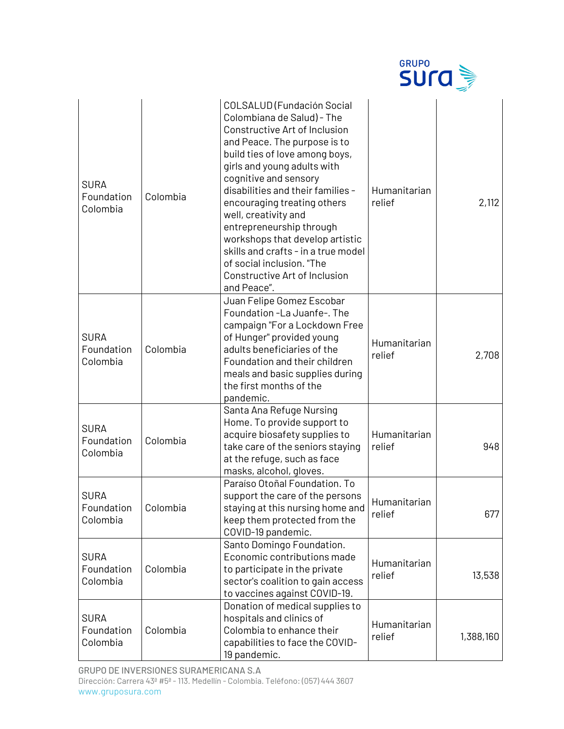| | | | | |
|---|---|---|---|---|
| SURA Foundation Colombia | Colombia | COLSALUD (Fundación Social Colombiana de Salud) - The Constructive Art of Inclusion and Peace. The purpose is to build ties of love among boys, girls and young adults with cognitive and sensory disabilities and their families - encouraging treating others well, creativity and entrepreneurship through workshops that develop artistic skills and crafts - in a true model of social inclusion. "The Constructive Art of Inclusion and Peace". | Humanitarian relief | 2,112 |
| SURA Foundation Colombia | Colombia | Juan Felipe Gomez Escobar Foundation -La Juanfe-. The campaign "For a Lockdown Free of Hunger" provided young adults beneficiaries of the Foundation and their children meals and basic supplies during the first months of the pandemic. | Humanitarian relief | 2,708 |
| SURA Foundation Colombia | Colombia | Santa Ana Refuge Nursing Home. To provide support to acquire biosafety supplies to take care of the seniors staying at the refuge, such as face masks, alcohol, gloves. | Humanitarian relief | 948 |
| SURA Foundation Colombia | Colombia | Paraíso Otoñal Foundation. To support the care of the persons staying at this nursing home and keep them protected from the COVID-19 pandemic. | Humanitarian relief | 677 |
| SURA Foundation Colombia | Colombia | Santo Domingo Foundation. Economic contributions made to participate in the private sector's coalition to gain access to vaccines against COVID-19. | Humanitarian relief | 13,538 |
| SURA Foundation Colombia | Colombia | Donation of medical supplies to hospitals and clinics of Colombia to enhance their capabilities to face the COVID-19 pandemic. | Humanitarian relief | 1,388,160 |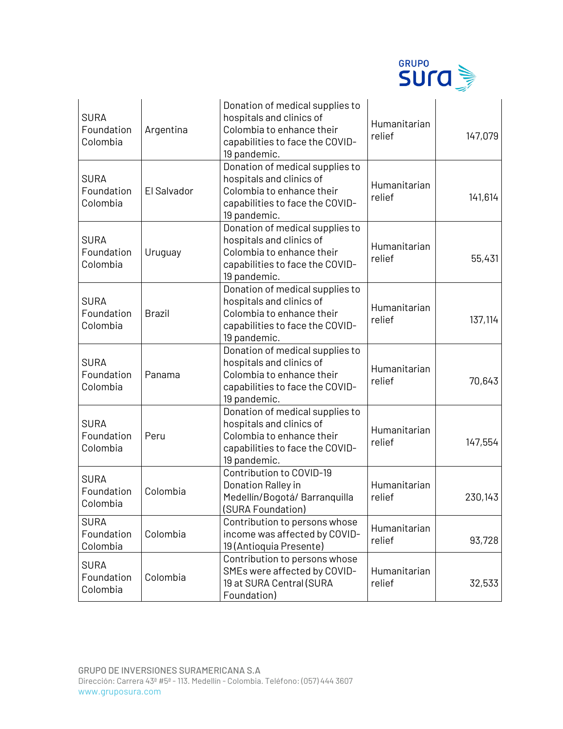| SURA Foundation Colombia | Argentina | Donation of medical supplies to hospitals and clinics of Colombia to enhance their capabilities to face the COVID-19 pandemic. | Humanitarian relief | 147,079 |
|---|---|---|---|---|
| SURA Foundation Colombia | El Salvador | Donation of medical supplies to hospitals and clinics of Colombia to enhance their capabilities to face the COVID-19 pandemic. | Humanitarian relief | 141,614 |
| SURA Foundation Colombia | Uruguay | Donation of medical supplies to hospitals and clinics of Colombia to enhance their capabilities to face the COVID-19 pandemic. | Humanitarian relief | 55,431 |
| SURA Foundation Colombia | Brazil | Donation of medical supplies to hospitals and clinics of Colombia to enhance their capabilities to face the COVID-19 pandemic. | Humanitarian relief | 137,114 |
| SURA Foundation Colombia | Panama | Donation of medical supplies to hospitals and clinics of Colombia to enhance their capabilities to face the COVID-19 pandemic. | Humanitarian relief | 70,643 |
| SURA Foundation Colombia | Peru | Donation of medical supplies to hospitals and clinics of Colombia to enhance their capabilities to face the COVID-19 pandemic. | Humanitarian relief | 147,554 |
| SURA Foundation Colombia | Colombia | Contribution to COVID-19 Donation Ralley in Medellín/Bogotá/ Barranquilla (SURA Foundation) | Humanitarian relief | 230,143 |
| SURA Foundation Colombia | Colombia | Contribution to persons whose income was affected by COVID-19 (Antioquia Presente) | Humanitarian relief | 93,728 |
| SURA Foundation Colombia | Colombia | Contribution to persons whose SMEs were affected by COVID-19 at SURA Central (SURA Foundation) | Humanitarian relief | 32,533 |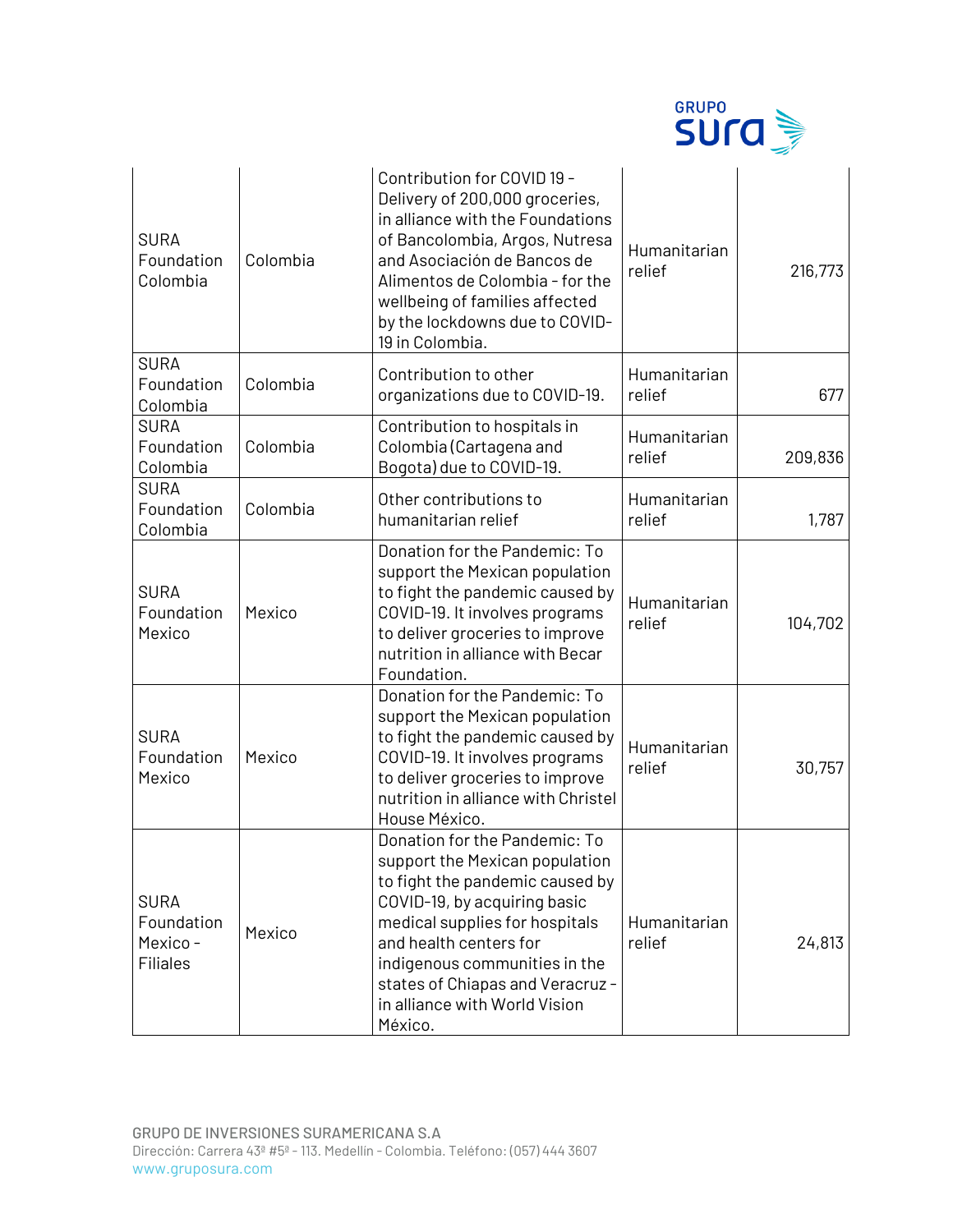| SURA Foundation Colombia | Colombia | Contribution for COVID 19 - Delivery of 200,000 groceries, in alliance with the Foundations of Bancolombia, Argos, Nutresa and Asociación de Bancos de Alimentos de Colombia - for the wellbeing of families affected by the lockdowns due to COVID-19 in Colombia. | Humanitarian relief | 216,773 |
|---|---|---|---|---|
| SURA Foundation Colombia | Colombia | Contribution to other organizations due to COVID-19. | Humanitarian relief | 677 |
| SURA Foundation Colombia | Colombia | Contribution to hospitals in Colombia (Cartagena and Bogota) due to COVID-19. | Humanitarian relief | 209,836 |
| SURA Foundation Colombia | Colombia | Other contributions to humanitarian relief | Humanitarian relief | 1,787 |
| SURA Foundation Mexico | Mexico | Donation for the Pandemic: To support the Mexican population to fight the pandemic caused by COVID-19. It involves programs to deliver groceries to improve nutrition in alliance with Becar Foundation. | Humanitarian relief | 104,702 |
| SURA Foundation Mexico | Mexico | Donation for the Pandemic: To support the Mexican population to fight the pandemic caused by COVID-19. It involves programs to deliver groceries to improve nutrition in alliance with Christel House México. | Humanitarian relief | 30,757 |
| SURA Foundation Mexico - Filiales | Mexico | Donation for the Pandemic: To support the Mexican population to fight the pandemic caused by COVID-19, by acquiring basic medical supplies for hospitals and health centers for indigenous communities in the states of Chiapas and Veracruz - in alliance with World Vision México. | Humanitarian relief | 24,813 |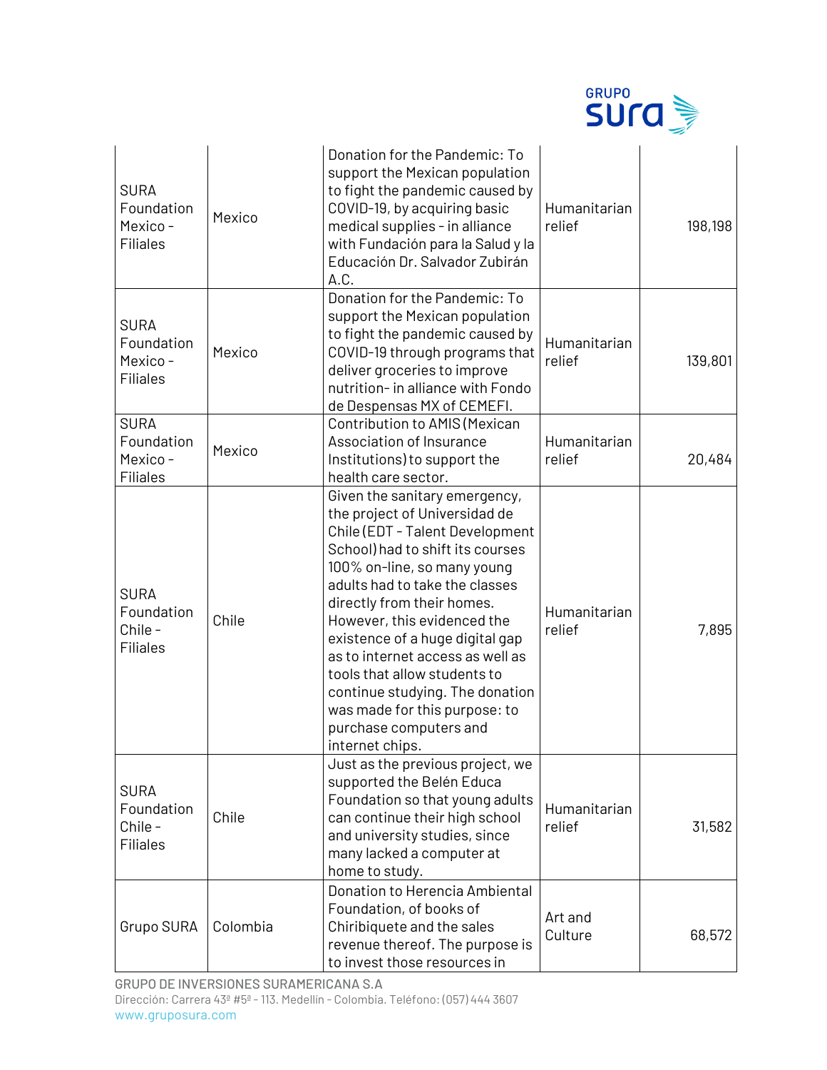| | | | | |
|---|---|---|---|---|
| SURA Foundation Mexico - Filiales | Mexico | Donation for the Pandemic: To support the Mexican population to fight the pandemic caused by COVID-19, by acquiring basic medical supplies - in alliance with Fundación para la Salud y la Educación Dr. Salvador Zubirán A.C. | Humanitarian relief | 198,198 |
| SURA Foundation Mexico - Filiales | Mexico | Donation for the Pandemic: To support the Mexican population to fight the pandemic caused by COVID-19 through programs that deliver groceries to improve nutrition- in alliance with Fondo de Despensas MX of CEMEFI. | Humanitarian relief | 139,801 |
| SURA Foundation Mexico - Filiales | Mexico | Contribution to AMIS (Mexican Association of Insurance Institutions) to support the health care sector. | Humanitarian relief | 20,484 |
| SURA Foundation Chile - Filiales | Chile | Given the sanitary emergency, the project of Universidad de Chile (EDT - Talent Development School) had to shift its courses 100% on-line, so many young adults had to take the classes directly from their homes. However, this evidenced the existence of a huge digital gap as to internet access as well as tools that allow students to continue studying. The donation was made for this purpose: to purchase computers and internet chips. | Humanitarian relief | 7,895 |
| SURA Foundation Chile - Filiales | Chile | Just as the previous project, we supported the Belén Educa Foundation so that young adults can continue their high school and university studies, since many lacked a computer at home to study. | Humanitarian relief | 31,582 |
| Grupo SURA | Colombia | Donation to Herencia Ambiental Foundation, of books of Chiribiquete and the sales revenue thereof. The purpose is to invest those resources in | Art and Culture | 68,572 |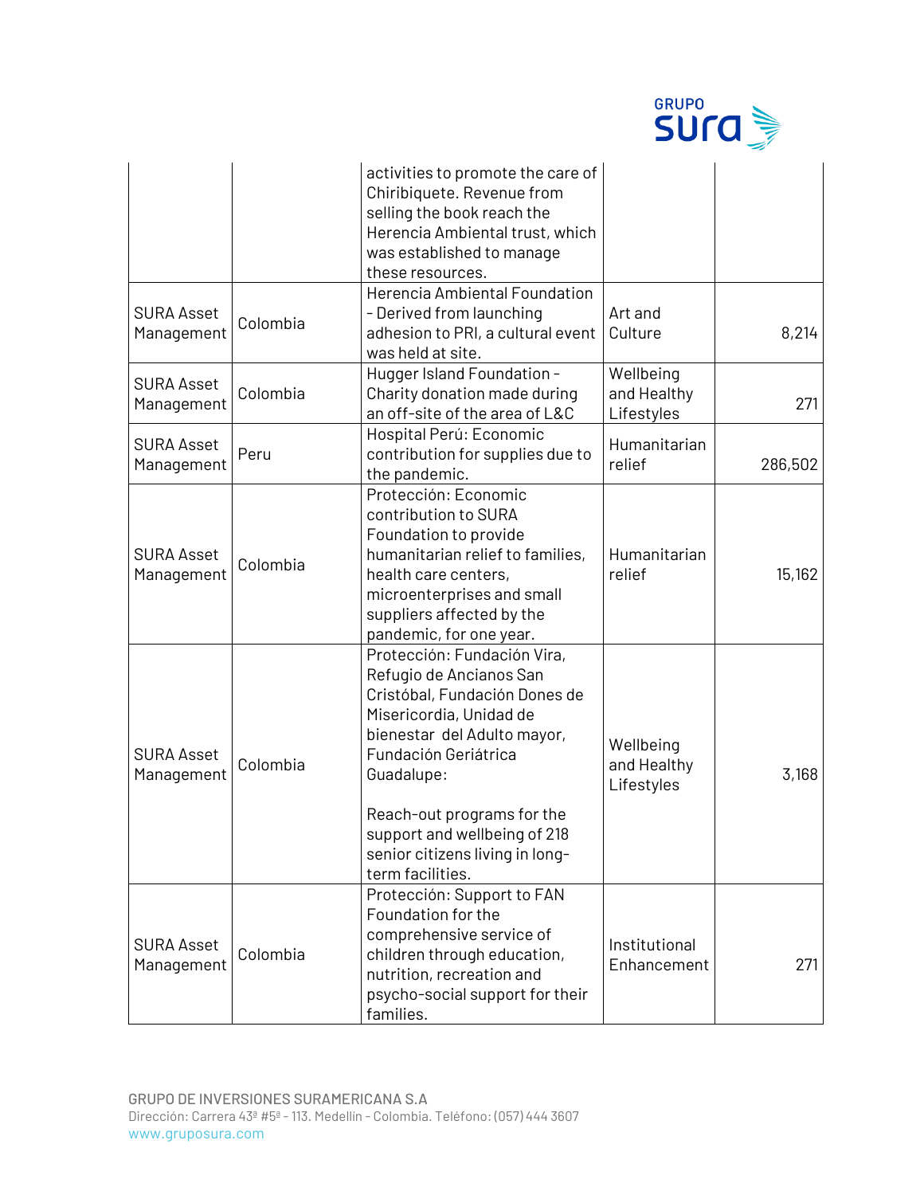| | | | | |
|---|---|---|---|---|
| | | activities to promote the care of Chiribiquete. Revenue from selling the book reach the Herencia Ambiental trust, which was established to manage these resources. | | |
| SURA Asset Management | Colombia | Herencia Ambiental Foundation - Derived from launching adhesion to PRI, a cultural event was held at site. | Art and Culture | 8,214 |
| SURA Asset Management | Colombia | Hugger Island Foundation - Charity donation made during an off-site of the area of L&C | Wellbeing and Healthy Lifestyles | 271 |
| SURA Asset Management | Peru | Hospital Perú: Economic contribution for supplies due to the pandemic. | Humanitarian relief | 286,502 |
| SURA Asset Management | Colombia | Protección: Economic contribution to SURA Foundation to provide humanitarian relief to families, health care centers, microenterprises and small suppliers affected by the pandemic, for one year. | Humanitarian relief | 15,162 |
| SURA Asset Management | Colombia | Protección: Fundación Vira, Refugio de Ancianos San Cristóbal, Fundación Dones de Misericordia, Unidad de bienestar del Adulto mayor, Fundación Geriátrica Guadalupe:<br><br>Reach-out programs for the support and wellbeing of 218 senior citizens living in long-term facilities. | Wellbeing and Healthy Lifestyles | 3,168 |
| SURA Asset Management | Colombia | Protección: Support to FAN Foundation for the comprehensive service of children through education, nutrition, recreation and psycho-social support for their families. | Institutional Enhancement | 271 |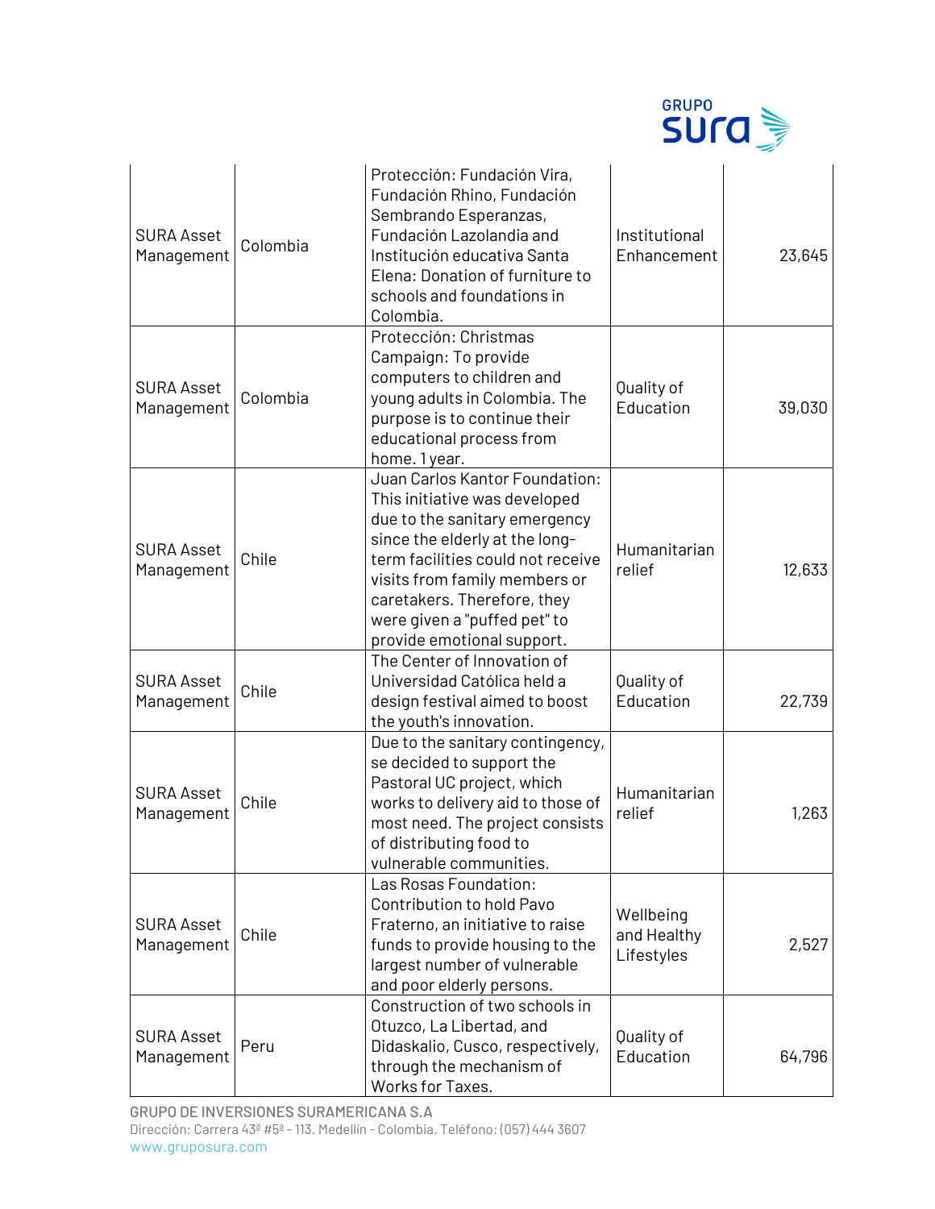| SURA Asset Management | Colombia | Protección: Fundación Vira, Fundación Rhino, Fundación Sembrando Esperanzas, Fundación Lazolandia and Institución educativa Santa Elena: Donation of furniture to schools and foundations in Colombia. | Institutional Enhancement | 23,645 |
|---|---|---|---|---|
| SURA Asset Management | Colombia | Protección: Christmas Campaign: To provide computers to children and young adults in Colombia. The purpose is to continue their educational process from home. 1 year. | Quality of Education | 39,030 |
| SURA Asset Management | Chile | Juan Carlos Kantor Foundation: This initiative was developed due to the sanitary emergency since the elderly at the long-term facilities could not receive visits from family members or caretakers. Therefore, they were given a "puffed pet" to provide emotional support. | Humanitarian relief | 12,633 |
| SURA Asset Management | Chile | The Center of Innovation of Universidad Católica held a design festival aimed to boost the youth's innovation. | Quality of Education | 22,739 |
| SURA Asset Management | Chile | Due to the sanitary contingency, se decided to support the Pastoral UC project, which works to delivery aid to those of most need. The project consists of distributing food to vulnerable communities. | Humanitarian relief | 1,263 |
| SURA Asset Management | Chile | Las Rosas Foundation: Contribution to hold Pavo Fraterno, an initiative to raise funds to provide housing to the largest number of vulnerable and poor elderly persons. | Wellbeing and Healthy Lifestyles | 2,527 |
| SURA Asset Management | Peru | Construction of two schools in Otuzco, La Libertad, and Didaskalio, Cusco, respectively, through the mechanism of Works for Taxes. | Quality of Education | 64,796 |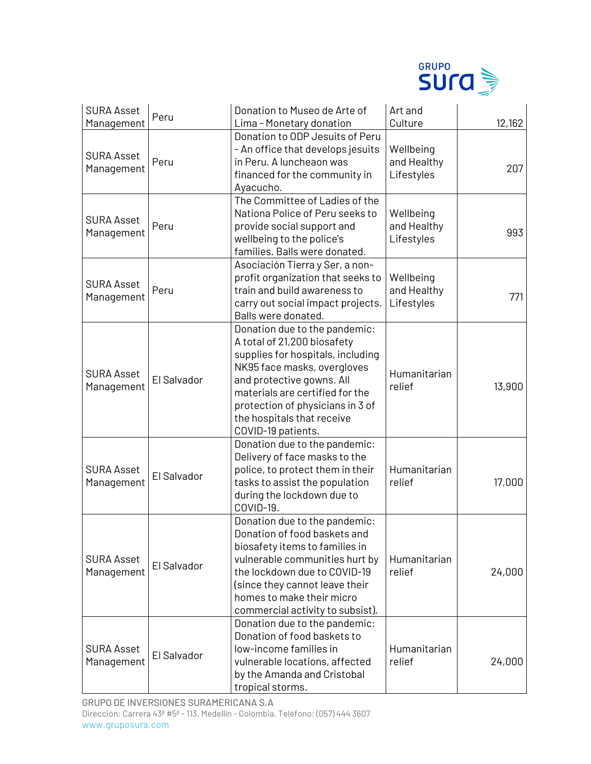| SURA Asset Management | Peru | Donation to Museo de Arte of Lima - Monetary donation | Art and Culture | 12,162 |
|---|---|---|---|---|
| SURA Asset Management | Peru | Donation to ODP Jesuits of Peru - An office that develops jesuits in Peru. A luncheaon was financed for the community in Ayacucho. | Wellbeing and Healthy Lifestyles | 207 |
| SURA Asset Management | Peru | The Committee of Ladies of the Nationa Police of Peru seeks to provide social support and wellbeing to the police's families. Balls were donated. | Wellbeing and Healthy Lifestyles | 993 |
| SURA Asset Management | Peru | Asociación Tierra y Ser, a non-profit organization that seeks to train and build awareness to carry out social impact projects. Balls were donated. | Wellbeing and Healthy Lifestyles | 771 |
| SURA Asset Management | El Salvador | Donation due to the pandemic: A total of 21,200 biosafety supplies for hospitals, including NK95 face masks, overgloves and protective gowns. All materials are certified for the protection of physicians in 3 of the hospitals that receive COVID-19 patients. | Humanitarian relief | 13,900 |
| SURA Asset Management | El Salvador | Donation due to the pandemic: Delivery of face masks to the police, to protect them in their tasks to assist the population during the lockdown due to COVID-19. | Humanitarian relief | 17,000 |
| SURA Asset Management | El Salvador | Donation due to the pandemic: Donation of food baskets and biosafety items to families in vulnerable communities hurt by the lockdown due to COVID-19 (since they cannot leave their homes to make their micro commercial activity to subsist). | Humanitarian relief | 24,000 |
| SURA Asset Management | El Salvador | Donation due to the pandemic: Donation of food baskets to low-income families in vulnerable locations, affected by the Amanda and Cristobal tropical storms. | Humanitarian relief | 24,000 |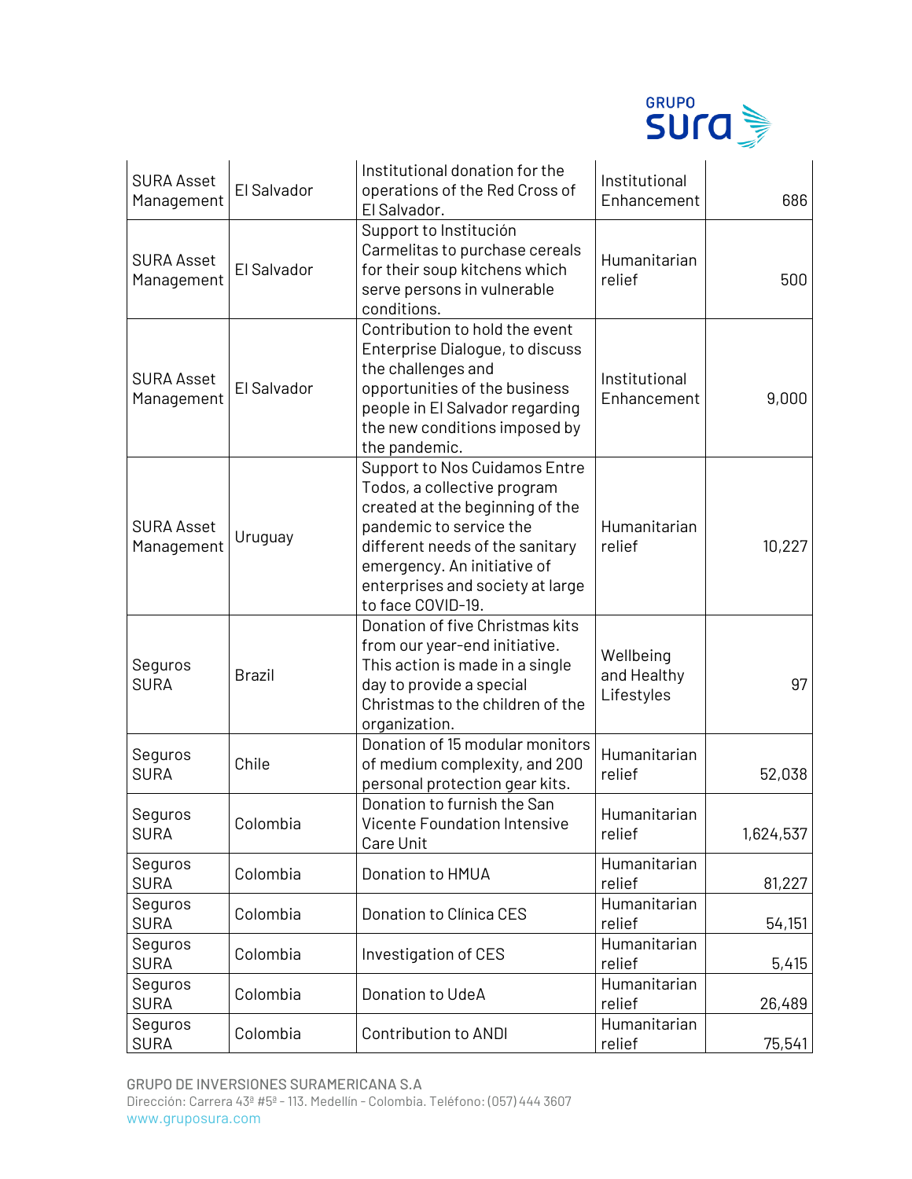| | | | | |
|---|---|---|---|---|
| SURA Asset Management | El Salvador | Institutional donation for the operations of the Red Cross of El Salvador. | Institutional Enhancement | 686 |
| SURA Asset Management | El Salvador | Support to Institución Carmelitas to purchase cereals for their soup kitchens which serve persons in vulnerable conditions. | Humanitarian relief | 500 |
| SURA Asset Management | El Salvador | Contribution to hold the event Enterprise Dialogue, to discuss the challenges and opportunities of the business people in El Salvador regarding the new conditions imposed by the pandemic. | Institutional Enhancement | 9,000 |
| SURA Asset Management | Uruguay | Support to Nos Cuidamos Entre Todos, a collective program created at the beginning of the pandemic to service the different needs of the sanitary emergency. An initiative of enterprises and society at large to face COVID-19. | Humanitarian relief | 10,227 |
| Seguros SURA | Brazil | Donation of five Christmas kits from our year-end initiative. This action is made in a single day to provide a special Christmas to the children of the organization. | Wellbeing and Healthy Lifestyles | 97 |
| Seguros SURA | Chile | Donation of 15 modular monitors of medium complexity, and 200 personal protection gear kits. | Humanitarian relief | 52,038 |
| Seguros SURA | Colombia | Donation to furnish the San Vicente Foundation Intensive Care Unit | Humanitarian relief | 1,624,537 |
| Seguros SURA | Colombia | Donation to HMUA | Humanitarian relief | 81,227 |
| Seguros SURA | Colombia | Donation to Clínica CES | Humanitarian relief | 54,151 |
| Seguros SURA | Colombia | Investigation of CES | Humanitarian relief | 5,415 |
| Seguros SURA | Colombia | Donation to UdeA | Humanitarian relief | 26,489 |
| Seguros SURA | Colombia | Contribution to ANDI | Humanitarian relief | 75,541 |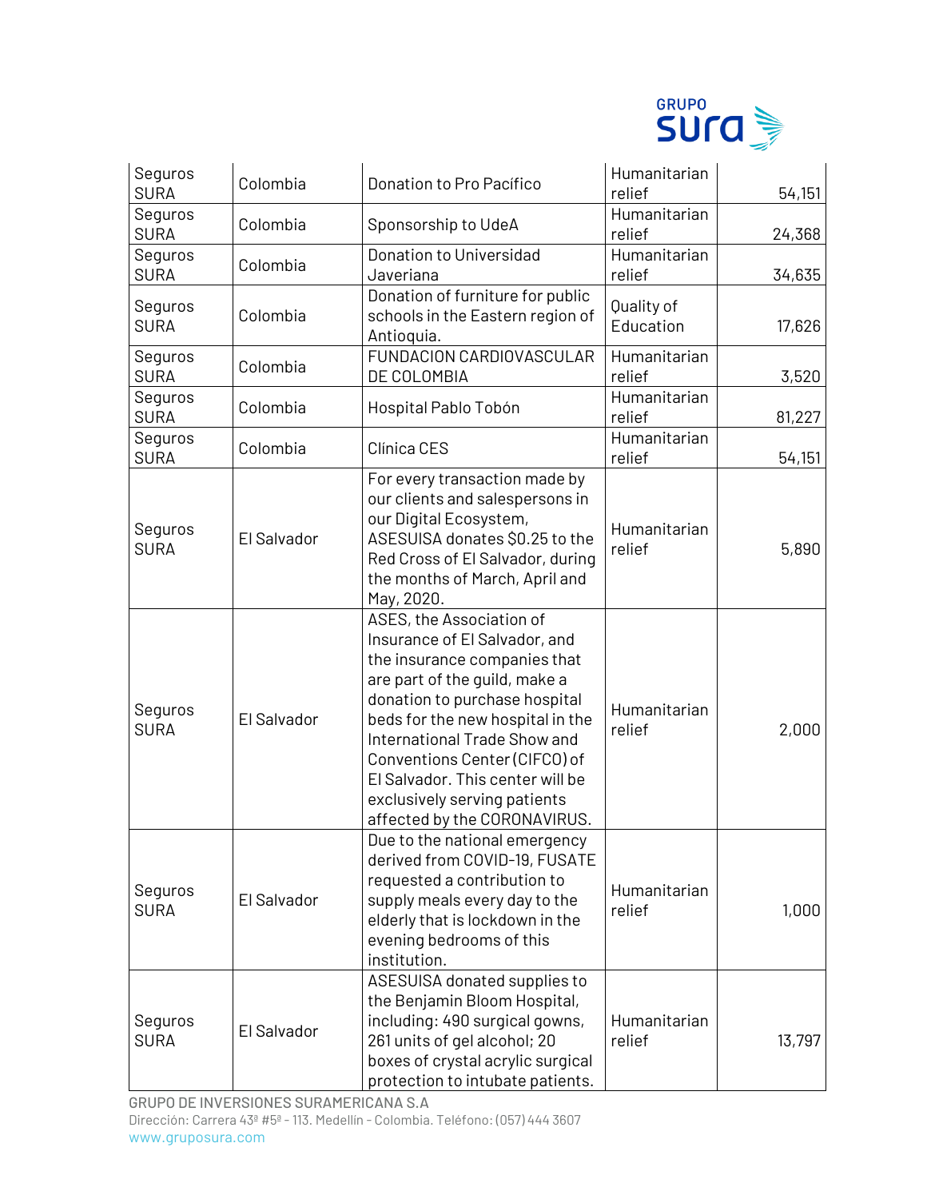| | | | | |
|---|---|---|---|---|
| Seguros SURA | Colombia | Donation to Pro Pacífico | Humanitarian relief | 54,151 |
| Seguros SURA | Colombia | Sponsorship to UdeA | Humanitarian relief | 24,368 |
| Seguros SURA | Colombia | Donation to Universidad Javeriana | Humanitarian relief | 34,635 |
| Seguros SURA | Colombia | Donation of furniture for public schools in the Eastern region of Antioquia. | Quality of Education | 17,626 |
| Seguros SURA | Colombia | FUNDACION CARDIOVASCULAR DE COLOMBIA | Humanitarian relief | 3,520 |
| Seguros SURA | Colombia | Hospital Pablo Tobón | Humanitarian relief | 81,227 |
| Seguros SURA | Colombia | Clínica CES | Humanitarian relief | 54,151 |
| Seguros SURA | El Salvador | For every transaction made by our clients and salespersons in our Digital Ecosystem, ASESUISA donates $0.25 to the Red Cross of El Salvador, during the months of March, April and May, 2020. | Humanitarian relief | 5,890 |
| Seguros SURA | El Salvador | ASES, the Association of Insurance of El Salvador, and the insurance companies that are part of the guild, make a donation to purchase hospital beds for the new hospital in the International Trade Show and Conventions Center (CIFCO) of El Salvador. This center will be exclusively serving patients affected by the CORONAVIRUS. | Humanitarian relief | 2,000 |
| Seguros SURA | El Salvador | Due to the national emergency derived from COVID-19, FUSATE requested a contribution to supply meals every day to the elderly that is lockdown in the evening bedrooms of this institution. | Humanitarian relief | 1,000 |
| Seguros SURA | El Salvador | ASESUISA donated supplies to the Benjamin Bloom Hospital, including: 490 surgical gowns, 261 units of gel alcohol; 20 boxes of crystal acrylic surgical protection to intubate patients. | Humanitarian relief | 13,797 |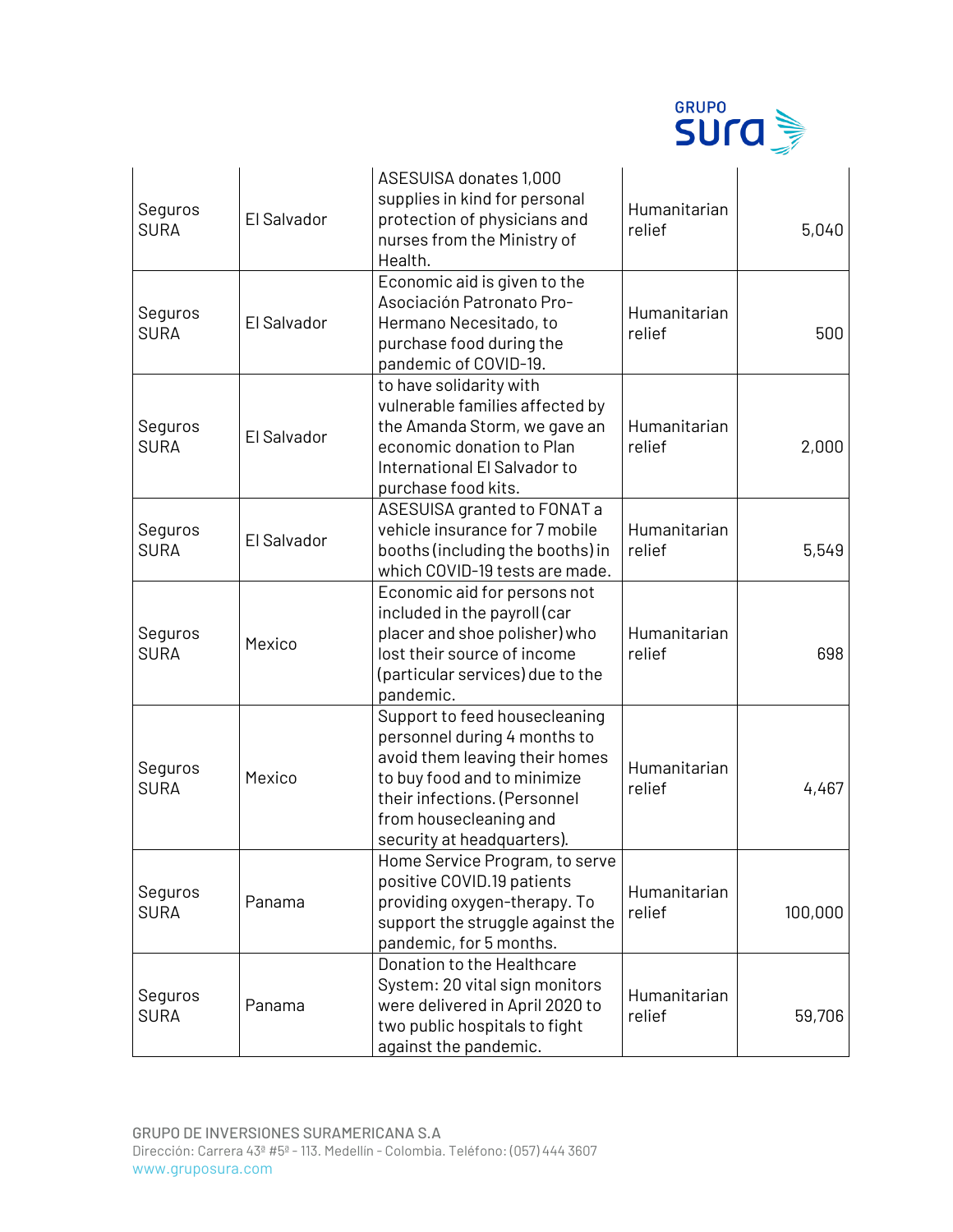| | | | | |
|---|---|---|---|---|
| Seguros SURA | El Salvador | ASESUISA donates 1,000 supplies in kind for personal protection of physicians and nurses from the Ministry of Health. | Humanitarian relief | 5,040 |
| Seguros SURA | El Salvador | Economic aid is given to the Asociación Patronato Pro-Hermano Necesitado, to purchase food during the pandemic of COVID-19. | Humanitarian relief | 500 |
| Seguros SURA | El Salvador | to have solidarity with vulnerable families affected by the Amanda Storm, we gave an economic donation to Plan International El Salvador to purchase food kits. | Humanitarian relief | 2,000 |
| Seguros SURA | El Salvador | ASESUISA granted to FONAT a vehicle insurance for 7 mobile booths (including the booths) in which COVID-19 tests are made. | Humanitarian relief | 5,549 |
| Seguros SURA | Mexico | Economic aid for persons not included in the payroll (car placer and shoe polisher) who lost their source of income (particular services) due to the pandemic. | Humanitarian relief | 698 |
| Seguros SURA | Mexico | Support to feed housecleaning personnel during 4 months to avoid them leaving their homes to buy food and to minimize their infections. (Personnel from housecleaning and security at headquarters). | Humanitarian relief | 4,467 |
| Seguros SURA | Panama | Home Service Program, to serve positive COVID.19 patients providing oxygen-therapy. To support the struggle against the pandemic, for 5 months. | Humanitarian relief | 100,000 |
| Seguros SURA | Panama | Donation to the Healthcare System: 20 vital sign monitors were delivered in April 2020 to two public hospitals to fight against the pandemic. | Humanitarian relief | 59,706 |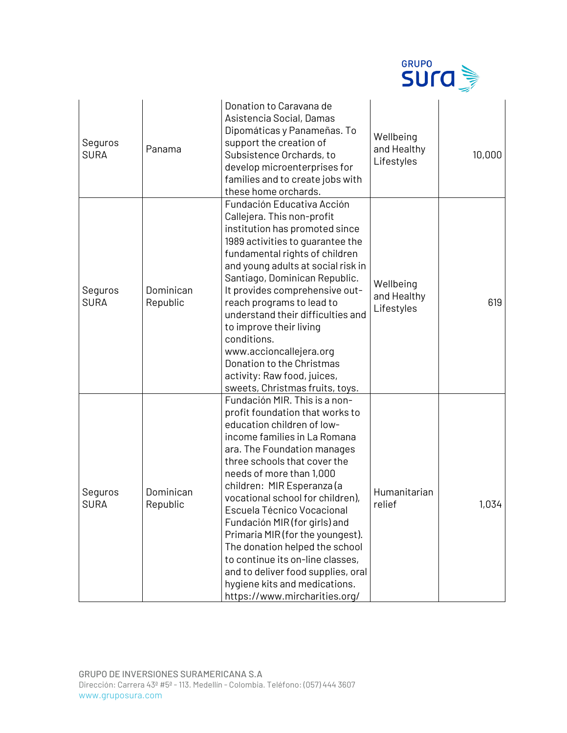| Seguros SURA | Panama | Donation to Caravana de Asistencia Social, Damas Dipomáticas y Panameñas. To support the creation of Subsistence Orchards, to develop microenterprises for families and to create jobs with these home orchards. | Wellbeing and Healthy Lifestyles | 10,000 |
|---|---|---|---|---|
| Seguros SURA | Dominican Republic | Fundación Educativa Acción Callejera. This non-profit institution has promoted since 1989 activities to guarantee the fundamental rights of children and young adults at social risk in Santiago, Dominican Republic. It provides comprehensive out-reach programs to lead to understand their difficulties and to improve their living conditions. www.accioncallejera.org Donation to the Christmas activity: Raw food, juices, sweets, Christmas fruits, toys. | Wellbeing and Healthy Lifestyles | 619 |
| Seguros SURA | Dominican Republic | Fundación MIR. This is a non-profit foundation that works to education children of low-income families in La Romana ara. The Foundation manages three schools that cover the needs of more than 1,000 children: MIR Esperanza (a vocational school for children), Escuela Técnico Vocacional Fundación MIR (for girls) and Primaria MIR (for the youngest). The donation helped the school to continue its on-line classes, and to deliver food supplies, oral hygiene kits and medications. https://www.mircharities.org/ | Humanitarian relief | 1,034 |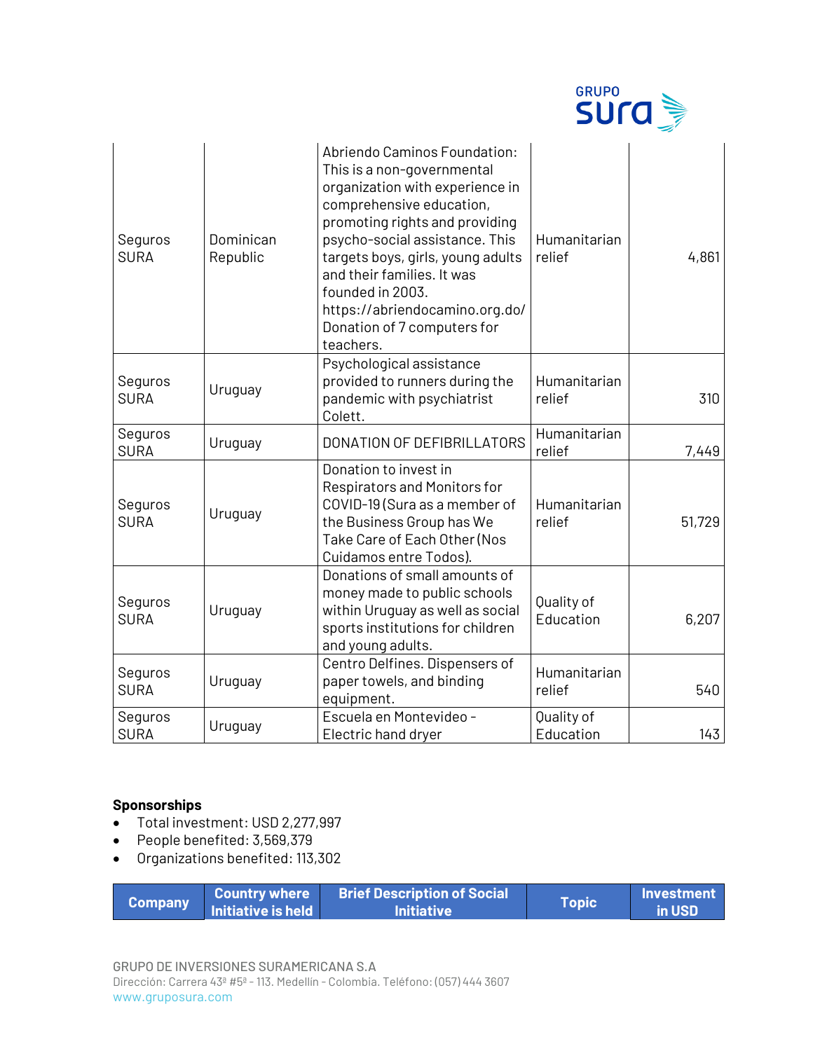| Seguros SURA | Dominican Republic | Abriendo Caminos Foundation: This is a non-governmental organization with experience in comprehensive education, promoting rights and providing psycho-social assistance. This targets boys, girls, young adults and their families. It was founded in 2003. https://abriendocamino.org.do/ Donation of 7 computers for teachers. | Humanitarian relief | 4,861 |
|---|---|---|---|---|
| Seguros SURA | Uruguay | Psychological assistance provided to runners during the pandemic with psychiatrist Colett. | Humanitarian relief | 310 |
| Seguros SURA | Uruguay | DONATION OF DEFIBRILLATORS | Humanitarian relief | 7,449 |
| Seguros SURA | Uruguay | Donation to invest in Respirators and Monitors for COVID-19 (Sura as a member of the Business Group has We Take Care of Each Other (Nos Cuidamos entre Todos). | Humanitarian relief | 51,729 |
| Seguros SURA | Uruguay | Donations of small amounts of money made to public schools within Uruguay as well as social sports institutions for children and young adults. | Quality of Education | 6,207 |
| Seguros SURA | Uruguay | Centro Delfines. Dispensers of paper towels, and binding equipment. | Humanitarian relief | 540 |
| Seguros SURA | Uruguay | Escuela en Montevideo - Electric hand dryer | Quality of Education | 143 |

**Sponsorships**

- Total investment: USD 2,277,997
- People benefited: 3,569,379
- Organizations benefited: 113,302

| Company | Country where Initiative is held | Brief Description of Social Initiative | Topic | Investment in USD |
|---|---|---|---|---|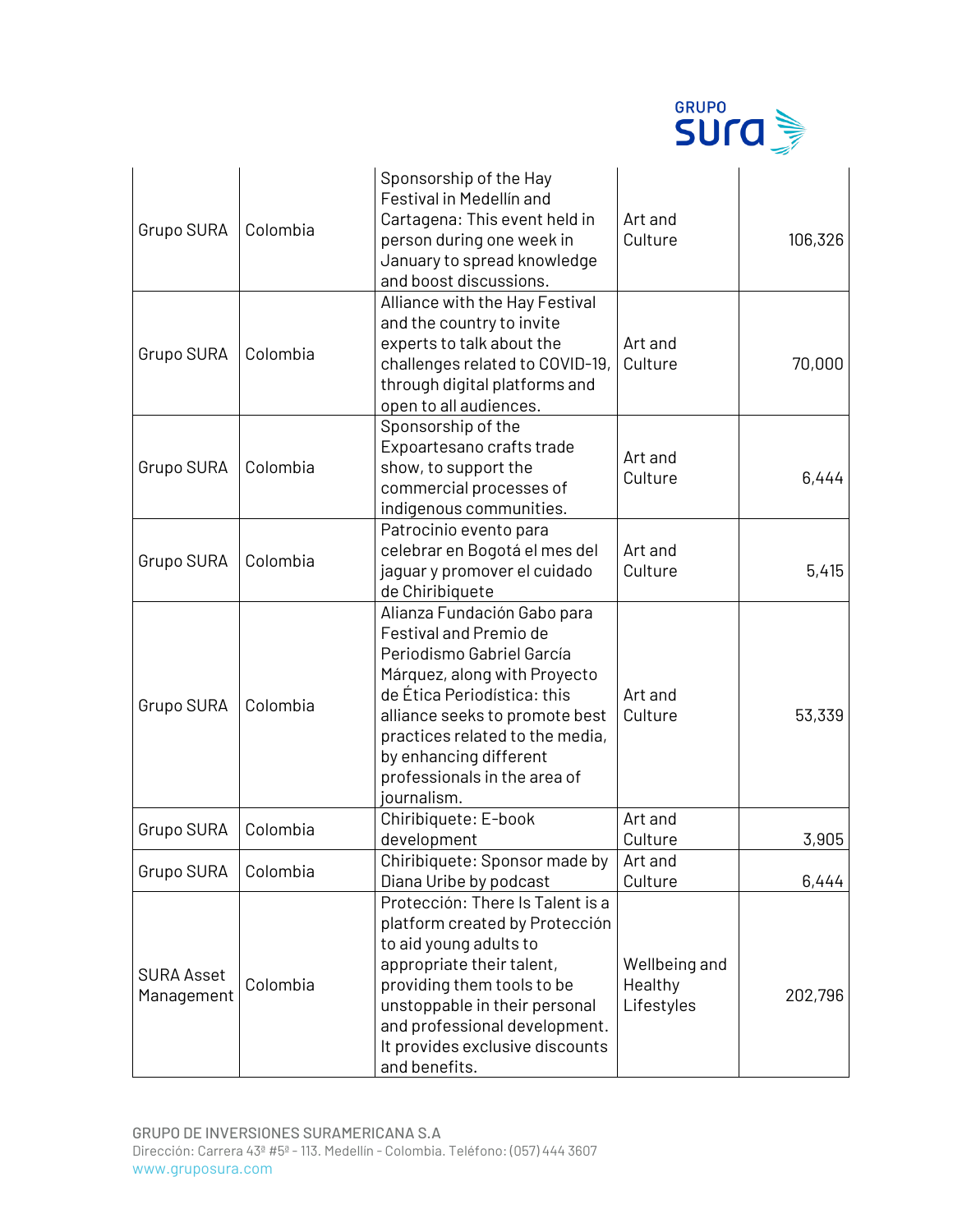| | | | | |
|---|---|---|---|---|
| Grupo SURA | Colombia | Sponsorship of the Hay Festival in Medellín and Cartagena: This event held in person during one week in January to spread knowledge and boost discussions. | Art and Culture | 106,326 |
| Grupo SURA | Colombia | Alliance with the Hay Festival and the country to invite experts to talk about the challenges related to COVID-19, through digital platforms and open to all audiences. | Art and Culture | 70,000 |
| Grupo SURA | Colombia | Sponsorship of the Expoartesano crafts trade show, to support the commercial processes of indigenous communities. | Art and Culture | 6,444 |
| Grupo SURA | Colombia | Patrocinio evento para celebrar en Bogotá el mes del jaguar y promover el cuidado de Chiribiquete | Art and Culture | 5,415 |
| Grupo SURA | Colombia | Alianza Fundación Gabo para Festival and Premio de Periodismo Gabriel García Márquez, along with Proyecto de Ética Periodística: this alliance seeks to promote best practices related to the media, by enhancing different professionals in the area of journalism. | Art and Culture | 53,339 |
| Grupo SURA | Colombia | Chiribiquete: E-book development | Art and Culture | 3,905 |
| Grupo SURA | Colombia | Chiribiquete: Sponsor made by Diana Uribe by podcast | Art and Culture | 6,444 |
| SURA Asset Management | Colombia | Protección: There Is Talent is a platform created by Protección to aid young adults to appropriate their talent, providing them tools to be unstoppable in their personal and professional development. It provides exclusive discounts and benefits. | Wellbeing and Healthy Lifestyles | 202,796 |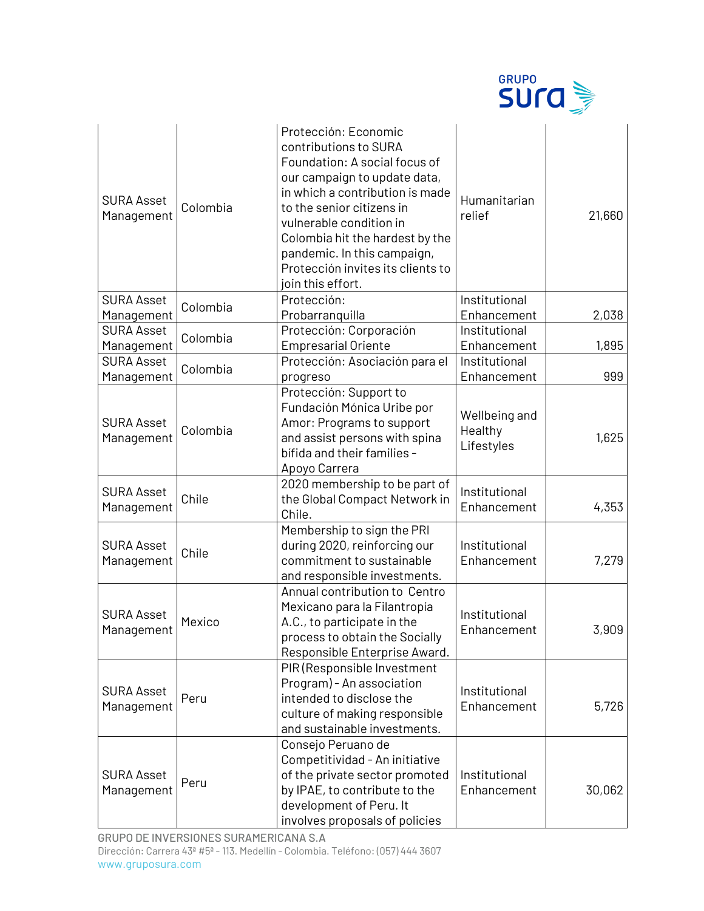| | | | | |
|---|---|---|---|---|
| SURA Asset Management | Colombia | Protección: Economic contributions to SURA Foundation: A social focus of our campaign to update data, in which a contribution is made to the senior citizens in vulnerable condition in Colombia hit the hardest by the pandemic. In this campaign, Protección invites its clients to join this effort. | Humanitarian relief | 21,660 |
| SURA Asset Management | Colombia | Protección: Probarranquilla | Institutional Enhancement | 2,038 |
| SURA Asset Management | Colombia | Protección: Corporación Empresarial Oriente | Institutional Enhancement | 1,895 |
| SURA Asset Management | Colombia | Protección: Asociación para el progreso | Institutional Enhancement | 999 |
| SURA Asset Management | Colombia | Protección: Support to Fundación Mónica Uribe por Amor: Programs to support and assist persons with spina bífida and their families - Apoyo Carrera | Wellbeing and Healthy Lifestyles | 1,625 |
| SURA Asset Management | Chile | 2020 membership to be part of the Global Compact Network in Chile. | Institutional Enhancement | 4,353 |
| SURA Asset Management | Chile | Membership to sign the PRI during 2020, reinforcing our commitment to sustainable and responsible investments. | Institutional Enhancement | 7,279 |
| SURA Asset Management | Mexico | Annual contribution to Centro Mexicano para la Filantropía A.C., to participate in the process to obtain the Socially Responsible Enterprise Award. | Institutional Enhancement | 3,909 |
| SURA Asset Management | Peru | PIR (Responsible Investment Program) - An association intended to disclose the culture of making responsible and sustainable investments. | Institutional Enhancement | 5,726 |
| SURA Asset Management | Peru | Consejo Peruano de Competitividad - An initiative of the private sector promoted by IPAE, to contribute to the development of Peru. It involves proposals of policies | Institutional Enhancement | 30,062 |

GRUPO DE INVERSIONES SURAMERICANA S.A
Dirección: Carrera 43ª #5ª - 113. Medellín - Colombia. Teléfono: (057) 444 3607
www.gruposura.com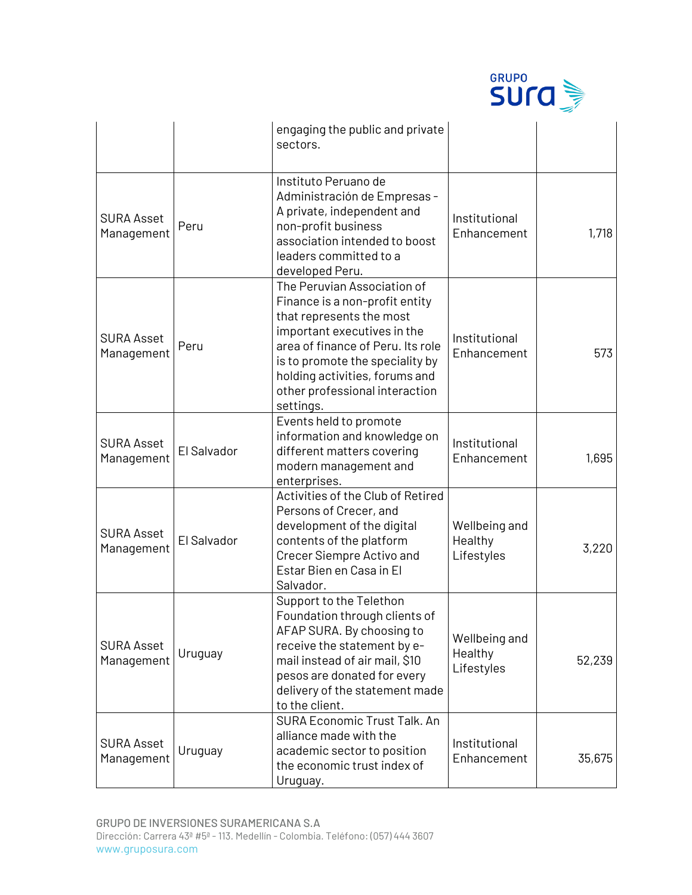| | | engaging the public and private sectors. | | |
|---|---|---|---|---|
| SURA Asset Management | Peru | Instituto Peruano de Administración de Empresas - A private, independent and non-profit business association intended to boost leaders committed to a developed Peru. | Institutional Enhancement | 1,718 |
| SURA Asset Management | Peru | The Peruvian Association of Finance is a non-profit entity that represents the most important executives in the area of finance of Peru. Its role is to promote the speciality by holding activities, forums and other professional interaction settings. | Institutional Enhancement | 573 |
| SURA Asset Management | El Salvador | Events held to promote information and knowledge on different matters covering modern management and enterprises. | Institutional Enhancement | 1,695 |
| SURA Asset Management | El Salvador | Activities of the Club of Retired Persons of Crecer, and development of the digital contents of the platform Crecer Siempre Activo and Estar Bien en Casa in El Salvador. | Wellbeing and Healthy Lifestyles | 3,220 |
| SURA Asset Management | Uruguay | Support to the Telethon Foundation through clients of AFAP SURA. By choosing to receive the statement by e-mail instead of air mail, $10 pesos are donated for every delivery of the statement made to the client. | Wellbeing and Healthy Lifestyles | 52,239 |
| SURA Asset Management | Uruguay | SURA Economic Trust Talk. An alliance made with the academic sector to position the economic trust index of Uruguay. | Institutional Enhancement | 35,675 |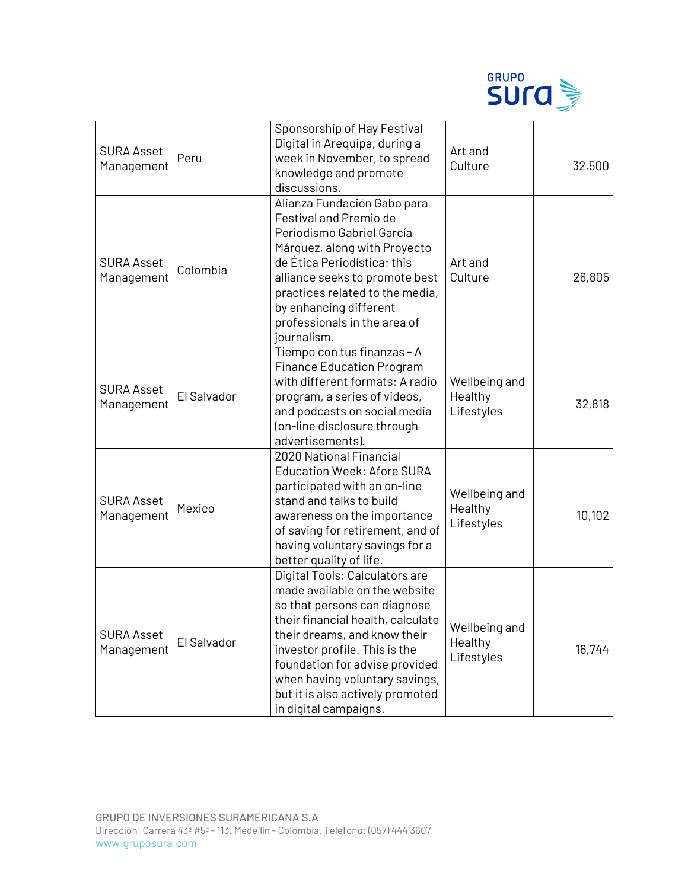| | | | | |
|---|---|---|---|---|
| SURA Asset Management | Peru | Sponsorship of Hay Festival Digital in Arequipa, during a week in November, to spread knowledge and promote discussions. | Art and Culture | 32,500 |
| SURA Asset Management | Colombia | Alianza Fundación Gabo para Festival and Premio de Periodismo Gabriel García Márquez, along with Proyecto de Ética Periodística: this alliance seeks to promote best practices related to the media, by enhancing different professionals in the area of journalism. | Art and Culture | 26,805 |
| SURA Asset Management | El Salvador | Tiempo con tus finanzas - A Finance Education Program with different formats: A radio program, a series of videos, and podcasts on social media (on-line disclosure through advertisements). | Wellbeing and Healthy Lifestyles | 32,818 |
| SURA Asset Management | Mexico | 2020 National Financial Education Week: Afore SURA participated with an on-line stand and talks to build awareness on the importance of saving for retirement, and of having voluntary savings for a better quality of life. | Wellbeing and Healthy Lifestyles | 10,102 |
| SURA Asset Management | El Salvador | Digital Tools: Calculators are made available on the website so that persons can diagnose their financial health, calculate their dreams, and know their investor profile. This is the foundation for advise provided when having voluntary savings, but it is also actively promoted in digital campaigns. | Wellbeing and Healthy Lifestyles | 16,744 |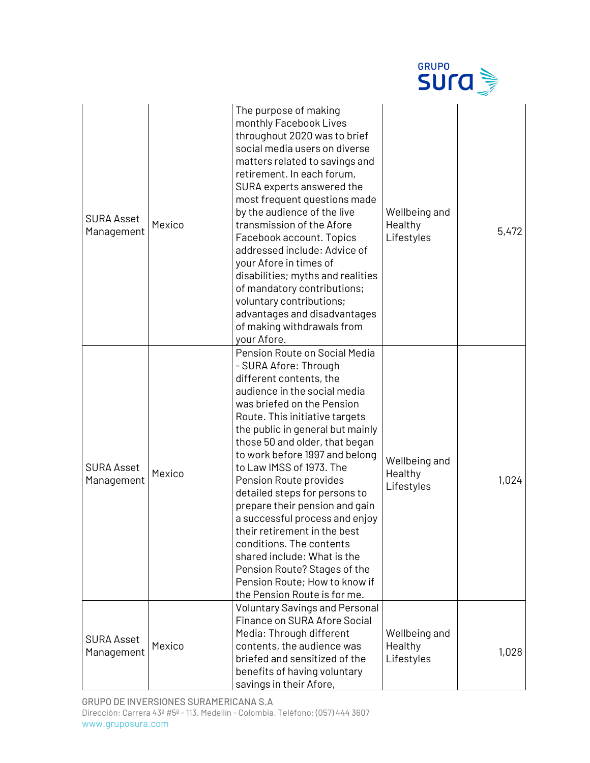| | | | | |
|---|---|---|---|---|
| SURA Asset Management | Mexico | The purpose of making monthly Facebook Lives throughout 2020 was to brief social media users on diverse matters related to savings and retirement. In each forum, SURA experts answered the most frequent questions made by the audience of the live transmission of the Afore Facebook account. Topics addressed include: Advice of your Afore in times of disabilities; myths and realities of mandatory contributions; voluntary contributions; advantages and disadvantages of making withdrawals from your Afore. | Wellbeing and Healthy Lifestyles | 5,472 |
| SURA Asset Management | Mexico | Pension Route on Social Media - SURA Afore: Through different contents, the audience in the social media was briefed on the Pension Route. This initiative targets the public in general but mainly those 50 and older, that began to work before 1997 and belong to Law IMSS of 1973. The Pension Route provides detailed steps for persons to prepare their pension and gain a successful process and enjoy their retirement in the best conditions. The contents shared include: What is the Pension Route? Stages of the Pension Route; How to know if the Pension Route is for me. | Wellbeing and Healthy Lifestyles | 1,024 |
| SURA Asset Management | Mexico | Voluntary Savings and Personal Finance on SURA Afore Social Media: Through different contents, the audience was briefed and sensitized of the benefits of having voluntary savings in their Afore, | Wellbeing and Healthy Lifestyles | 1,028 |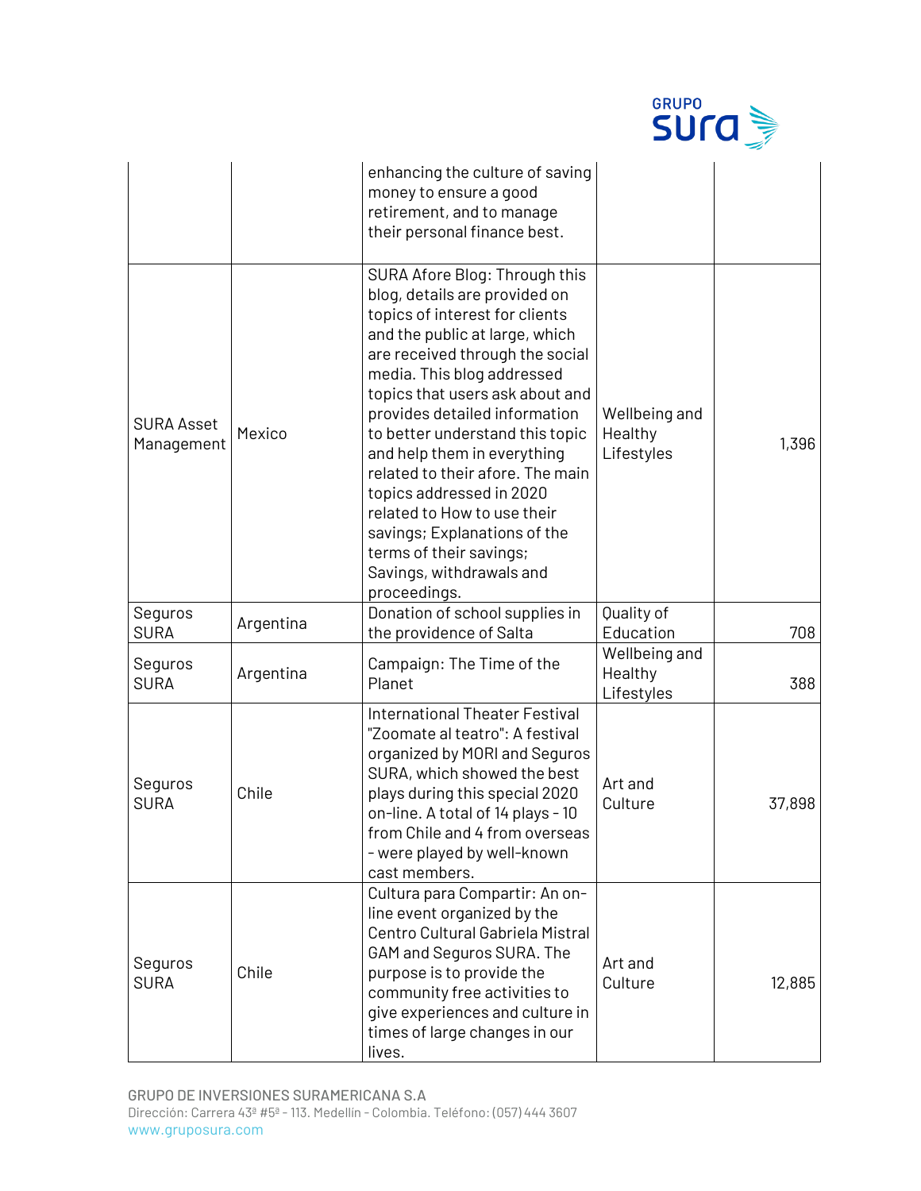| | | enhancing the culture of saving money to ensure a good retirement, and to manage their personal finance best. | | |
|---|---|---|---|---|
| SURA Asset Management | Mexico | SURA Afore Blog: Through this blog, details are provided on topics of interest for clients and the public at large, which are received through the social media. This blog addressed topics that users ask about and provides detailed information to better understand this topic and help them in everything related to their afore. The main topics addressed in 2020 related to How to use their savings; Explanations of the terms of their savings; Savings, withdrawals and proceedings. | Wellbeing and Healthy Lifestyles | 1,396 |
| Seguros SURA | Argentina | Donation of school supplies in the providence of Salta | Quality of Education | 708 |
| Seguros SURA | Argentina | Campaign: The Time of the Planet | Wellbeing and Healthy Lifestyles | 388 |
| Seguros SURA | Chile | International Theater Festival "Zoomate al teatro": A festival organized by MORI and Seguros SURA, which showed the best plays during this special 2020 on-line. A total of 14 plays - 10 from Chile and 4 from overseas - were played by well-known cast members. | Art and Culture | 37,898 |
| Seguros SURA | Chile | Cultura para Compartir: An on-line event organized by the Centro Cultural Gabriela Mistral GAM and Seguros SURA. The purpose is to provide the community free activities to give experiences and culture in times of large changes in our lives. | Art and Culture | 12,885 |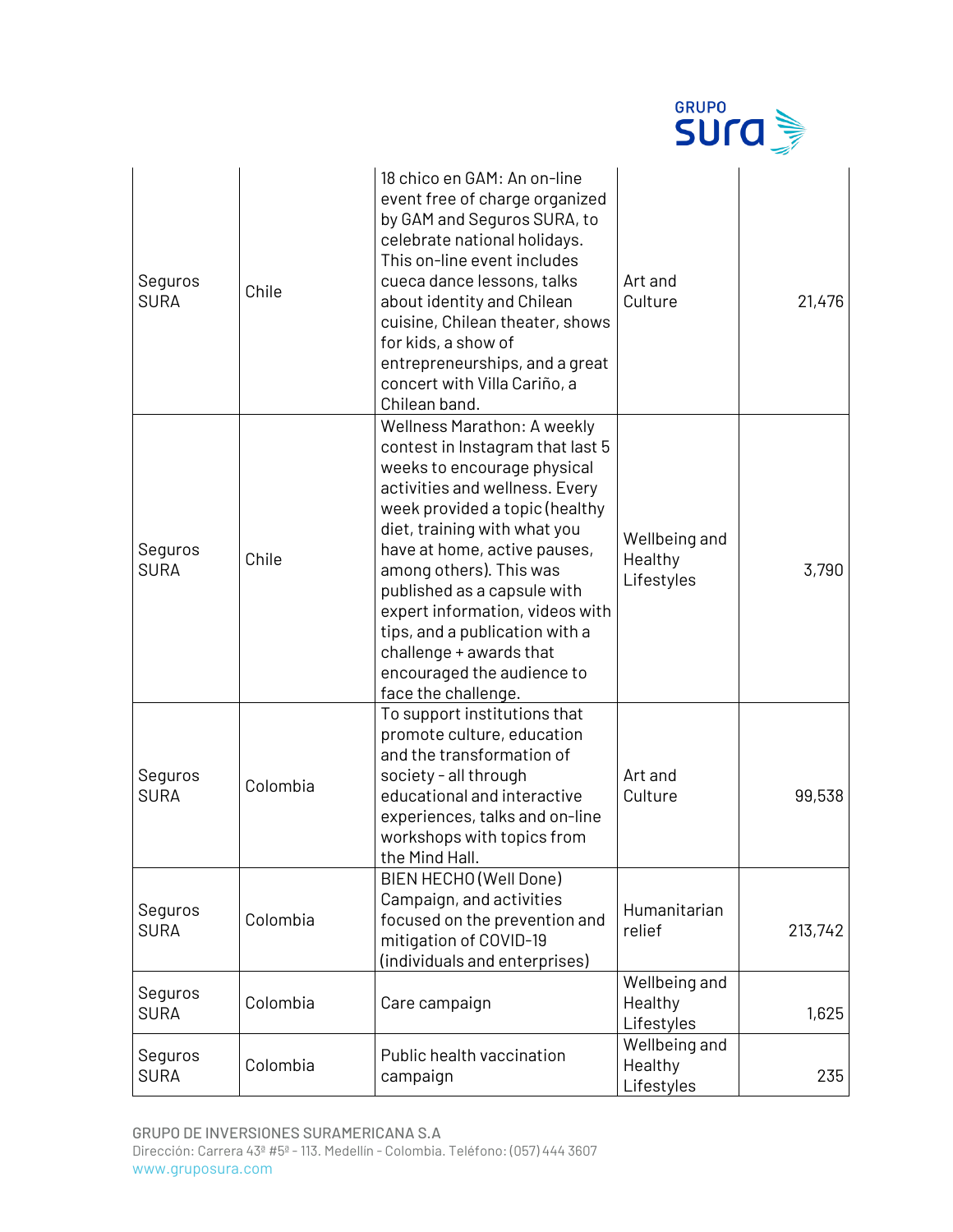| Seguros SURA | Chile | 18 chico en GAM: An on-line event free of charge organized by GAM and Seguros SURA, to celebrate national holidays. This on-line event includes cueca dance lessons, talks about identity and Chilean cuisine, Chilean theater, shows for kids, a show of entrepreneurships, and a great concert with Villa Cariño, a Chilean band. | Art and Culture | 21,476 |
|---|---|---|---|---|
| Seguros SURA | Chile | Wellness Marathon: A weekly contest in Instagram that last 5 weeks to encourage physical activities and wellness. Every week provided a topic (healthy diet, training with what you have at home, active pauses, among others). This was published as a capsule with expert information, videos with tips, and a publication with a challenge + awards that encouraged the audience to face the challenge. | Wellbeing and Healthy Lifestyles | 3,790 |
| Seguros SURA | Colombia | To support institutions that promote culture, education and the transformation of society - all through educational and interactive experiences, talks and on-line workshops with topics from the Mind Hall. | Art and Culture | 99,538 |
| Seguros SURA | Colombia | BIEN HECHO (Well Done) Campaign, and activities focused on the prevention and mitigation of COVID-19 (individuals and enterprises) | Humanitarian relief | 213,742 |
| Seguros SURA | Colombia | Care campaign | Wellbeing and Healthy Lifestyles | 1,625 |
| Seguros SURA | Colombia | Public health vaccination campaign | Wellbeing and Healthy Lifestyles | 235 |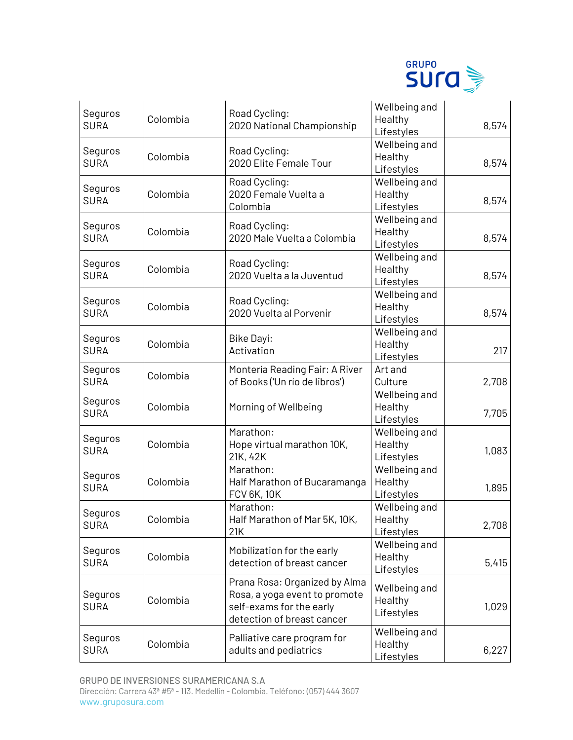| | | | | |
|---|---|---|---|---|
| Seguros SURA | Colombia | Road Cycling: 2020 National Championship | Wellbeing and Healthy Lifestyles | 8,574 |
| Seguros SURA | Colombia | Road Cycling: 2020 Elite Female Tour | Wellbeing and Healthy Lifestyles | 8,574 |
| Seguros SURA | Colombia | Road Cycling: 2020 Female Vuelta a Colombia | Wellbeing and Healthy Lifestyles | 8,574 |
| Seguros SURA | Colombia | Road Cycling: 2020 Male Vuelta a Colombia | Wellbeing and Healthy Lifestyles | 8,574 |
| Seguros SURA | Colombia | Road Cycling: 2020 Vuelta a la Juventud | Wellbeing and Healthy Lifestyles | 8,574 |
| Seguros SURA | Colombia | Road Cycling: 2020 Vuelta al Porvenir | Wellbeing and Healthy Lifestyles | 8,574 |
| Seguros SURA | Colombia | Bike Dayi: Activation | Wellbeing and Healthy Lifestyles | 217 |
| Seguros SURA | Colombia | Montería Reading Fair: A River of Books ('Un río de libros') | Art and Culture | 2,708 |
| Seguros SURA | Colombia | Morning of Wellbeing | Wellbeing and Healthy Lifestyles | 7,705 |
| Seguros SURA | Colombia | Marathon: Hope virtual marathon 10K, 21K, 42K | Wellbeing and Healthy Lifestyles | 1,083 |
| Seguros SURA | Colombia | Marathon: Half Marathon of Bucaramanga FCV 6K, 10K | Wellbeing and Healthy Lifestyles | 1,895 |
| Seguros SURA | Colombia | Marathon: Half Marathon of Mar 5K, 10K, 21K | Wellbeing and Healthy Lifestyles | 2,708 |
| Seguros SURA | Colombia | Mobilization for the early detection of breast cancer | Wellbeing and Healthy Lifestyles | 5,415 |
| Seguros SURA | Colombia | Prana Rosa: Organized by Alma Rosa, a yoga event to promote self-exams for the early detection of breast cancer | Wellbeing and Healthy Lifestyles | 1,029 |
| Seguros SURA | Colombia | Palliative care program for adults and pediatrics | Wellbeing and Healthy Lifestyles | 6,227 |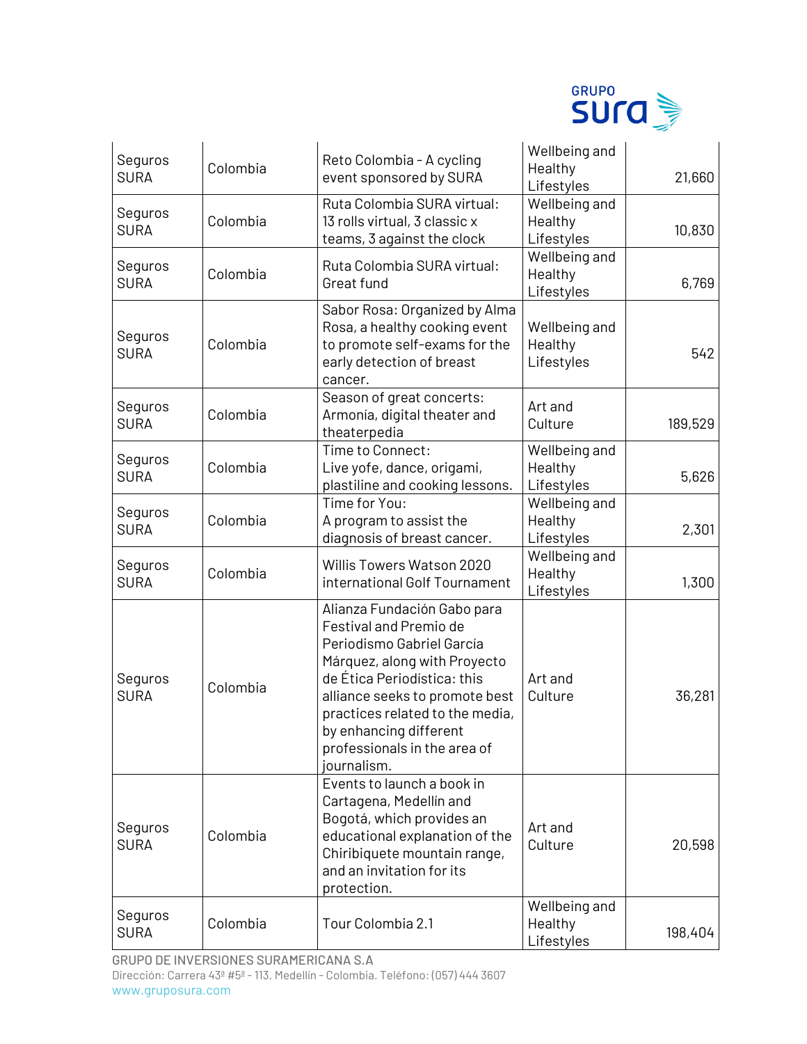| | | | | |
|---|---|---|---|---|
| Seguros SURA | Colombia | Reto Colombia - A cycling event sponsored by SURA | Wellbeing and Healthy Lifestyles | 21,660 |
| Seguros SURA | Colombia | Ruta Colombia SURA virtual: 13 rolls virtual, 3 classic x teams, 3 against the clock | Wellbeing and Healthy Lifestyles | 10,830 |
| Seguros SURA | Colombia | Ruta Colombia SURA virtual: Great fund | Wellbeing and Healthy Lifestyles | 6,769 |
| Seguros SURA | Colombia | Sabor Rosa: Organized by Alma Rosa, a healthy cooking event to promote self-exams for the early detection of breast cancer. | Wellbeing and Healthy Lifestyles | 542 |
| Seguros SURA | Colombia | Season of great concerts: Armonía, digital theater and theaterpedia | Art and Culture | 189,529 |
| Seguros SURA | Colombia | Time to Connect: Live yofe, dance, origami, plastiline and cooking lessons. | Wellbeing and Healthy Lifestyles | 5,626 |
| Seguros SURA | Colombia | Time for You: A program to assist the diagnosis of breast cancer. | Wellbeing and Healthy Lifestyles | 2,301 |
| Seguros SURA | Colombia | Willis Towers Watson 2020 international Golf Tournament | Wellbeing and Healthy Lifestyles | 1,300 |
| Seguros SURA | Colombia | Alianza Fundación Gabo para Festival and Premio de Periodismo Gabriel García Márquez, along with Proyecto de Ética Periodística: this alliance seeks to promote best practices related to the media, by enhancing different professionals in the area of journalism. | Art and Culture | 36,281 |
| Seguros SURA | Colombia | Events to launch a book in Cartagena, Medellín and Bogotá, which provides an educational explanation of the Chiribiquete mountain range, and an invitation for its protection. | Art and Culture | 20,598 |
| Seguros SURA | Colombia | Tour Colombia 2.1 | Wellbeing and Healthy Lifestyles | 198,404 |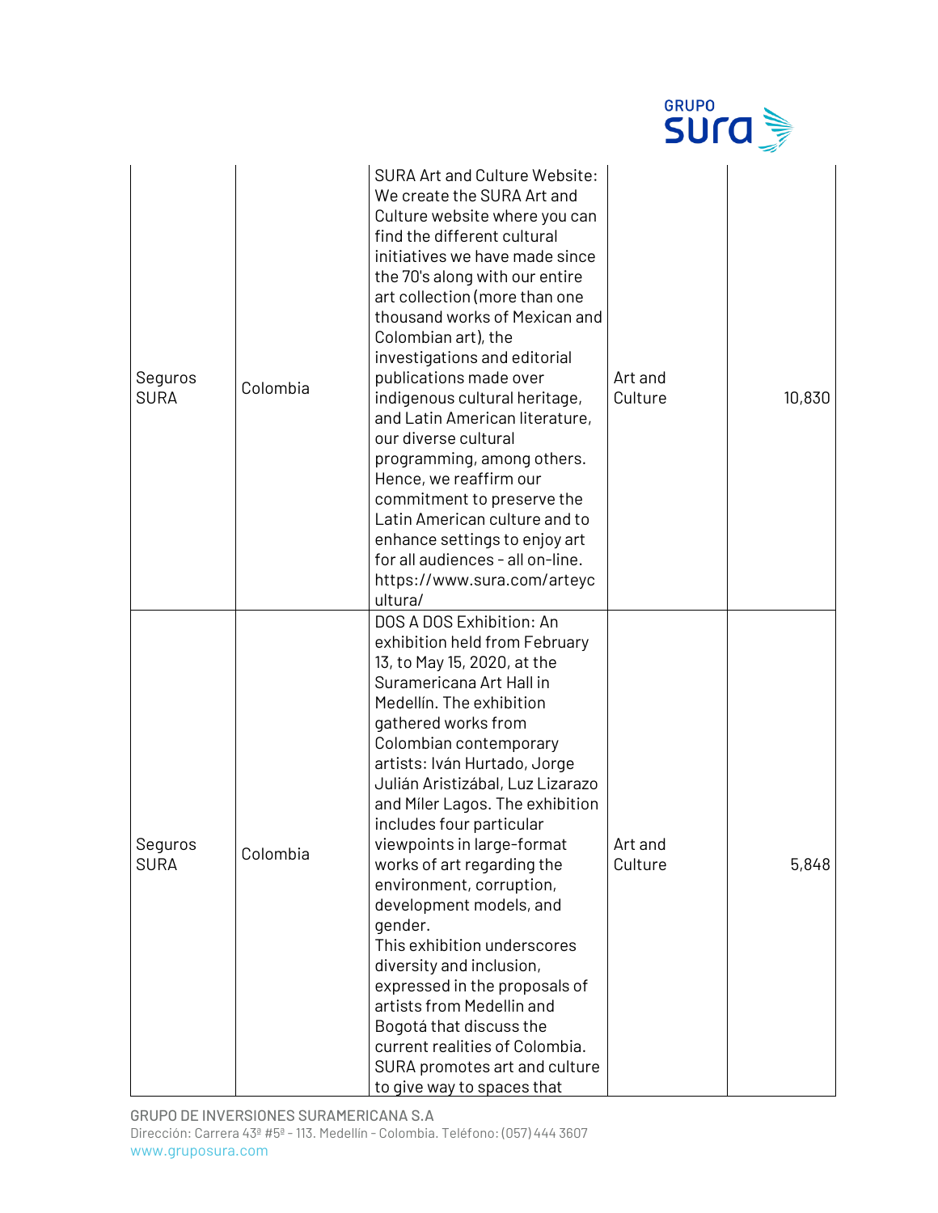| | | | | |
|---|---|---|---|---|
| Seguros SURA | Colombia | SURA Art and Culture Website: We create the SURA Art and Culture website where you can find the different cultural initiatives we have made since the 70's along with our entire art collection (more than one thousand works of Mexican and Colombian art), the investigations and editorial publications made over indigenous cultural heritage, and Latin American literature, our diverse cultural programming, among others. Hence, we reaffirm our commitment to preserve the Latin American culture and to enhance settings to enjoy art for all audiences - all on-line. https://www.sura.com/arteycultura/ | Art and Culture | | 10,830 |
| Seguros SURA | Colombia | DOS A DOS Exhibition: An exhibition held from February 13, to May 15, 2020, at the Suramericana Art Hall in Medellín. The exhibition gathered works from Colombian contemporary artists: Iván Hurtado, Jorge Julián Aristizábal, Luz Lizarazo and Míler Lagos. The exhibition includes four particular viewpoints in large-format works of art regarding the environment, corruption, development models, and gender. This exhibition underscores diversity and inclusion, expressed in the proposals of artists from Medellin and Bogotá that discuss the current realities of Colombia. SURA promotes art and culture to give way to spaces that | Art and Culture | | 5,848 |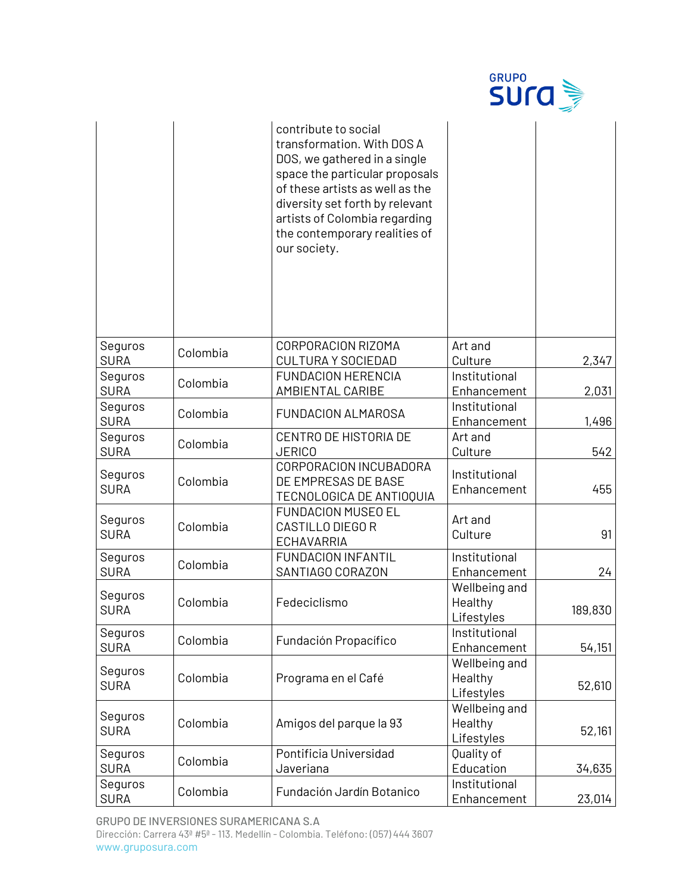| | | contribute to social transformation. With DOS A DOS, we gathered in a single space the particular proposals of these artists as well as the diversity set forth by relevant artists of Colombia regarding the contemporary realities of our society. | | |
|---|---|---|---|---|
| Seguros SURA | Colombia | CORPORACION RIZOMA CULTURA Y SOCIEDAD | Art and Culture | 2,347 |
| Seguros SURA | Colombia | FUNDACION HERENCIA AMBIENTAL CARIBE | Institutional Enhancement | 2,031 |
| Seguros SURA | Colombia | FUNDACION ALMAROSA | Institutional Enhancement | 1,496 |
| Seguros SURA | Colombia | CENTRO DE HISTORIA DE JERICO | Art and Culture | 542 |
| Seguros SURA | Colombia | CORPORACION INCUBADORA DE EMPRESAS DE BASE TECNOLOGICA DE ANTIOQUIA | Institutional Enhancement | 455 |
| Seguros SURA | Colombia | FUNDACION MUSEO EL CASTILLO DIEGO R ECHAVARRIA | Art and Culture | 91 |
| Seguros SURA | Colombia | FUNDACION INFANTIL SANTIAGO CORAZON | Institutional Enhancement | 24 |
| Seguros SURA | Colombia | Fedeciclismo | Wellbeing and Healthy Lifestyles | 189,830 |
| Seguros SURA | Colombia | Fundación Propacífico | Institutional Enhancement | 54,151 |
| Seguros SURA | Colombia | Programa en el Café | Wellbeing and Healthy Lifestyles | 52,610 |
| Seguros SURA | Colombia | Amigos del parque la 93 | Wellbeing and Healthy Lifestyles | 52,161 |
| Seguros SURA | Colombia | Pontificia Universidad Javeriana | Quality of Education | 34,635 |
| Seguros SURA | Colombia | Fundación Jardín Botanico | Institutional Enhancement | 23,014 |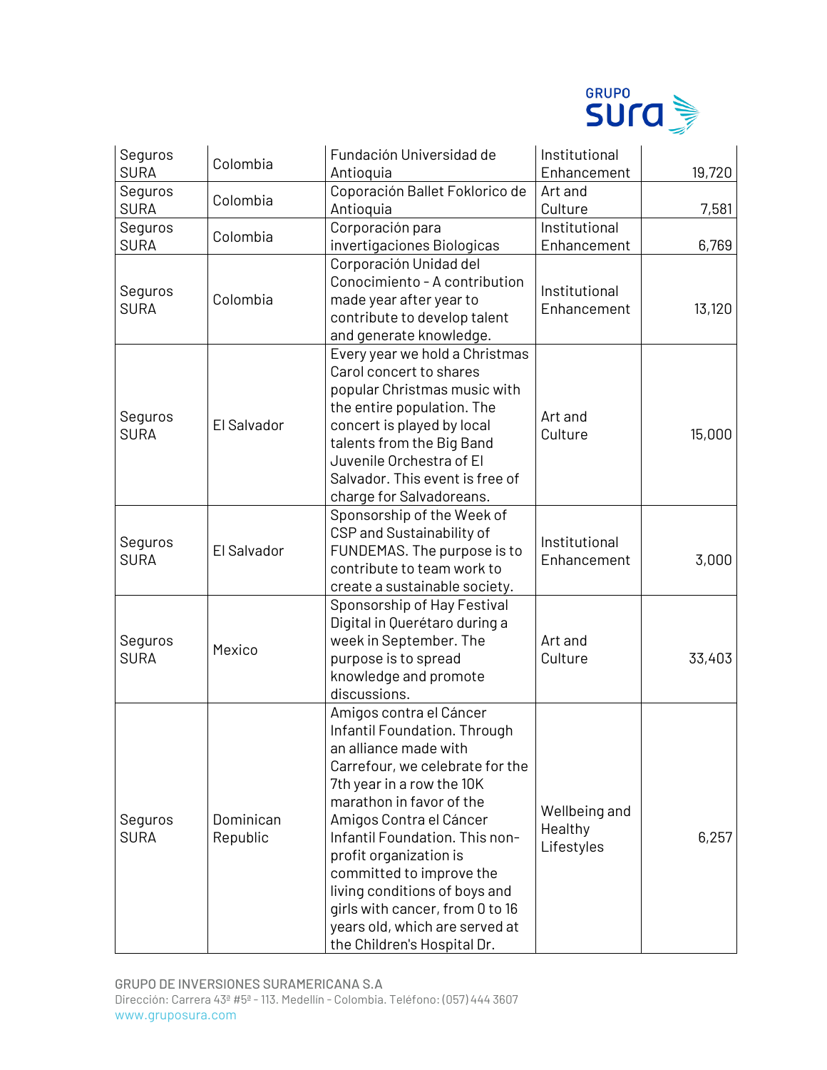| | | | | |
|---|---|---|---|---|
| Seguros SURA | Colombia | Fundación Universidad de Antioquia | Institutional Enhancement | 19,720 |
| Seguros SURA | Colombia | Coporación Ballet Foklorico de Antioquia | Art and Culture | 7,581 |
| Seguros SURA | Colombia | Corporación para invertigaciones Biologicas | Institutional Enhancement | 6,769 |
| Seguros SURA | Colombia | Corporación Unidad del Conocimiento - A contribution made year after year to contribute to develop talent and generate knowledge. | Institutional Enhancement | 13,120 |
| Seguros SURA | El Salvador | Every year we hold a Christmas Carol concert to shares popular Christmas music with the entire population. The concert is played by local talents from the Big Band Juvenile Orchestra of El Salvador. This event is free of charge for Salvadoreans. | Art and Culture | 15,000 |
| Seguros SURA | El Salvador | Sponsorship of the Week of CSP and Sustainability of FUNDEMAS. The purpose is to contribute to team work to create a sustainable society. | Institutional Enhancement | 3,000 |
| Seguros SURA | Mexico | Sponsorship of Hay Festival Digital in Querétaro during a week in September. The purpose is to spread knowledge and promote discussions. | Art and Culture | 33,403 |
| Seguros SURA | Dominican Republic | Amigos contra el Cáncer Infantil Foundation. Through an alliance made with Carrefour, we celebrate for the 7th year in a row the 10K marathon in favor of the Amigos Contra el Cáncer Infantil Foundation. This non-profit organization is committed to improve the living conditions of boys and girls with cancer, from 0 to 16 years old, which are served at the Children's Hospital Dr. | Wellbeing and Healthy Lifestyles | 6,257 |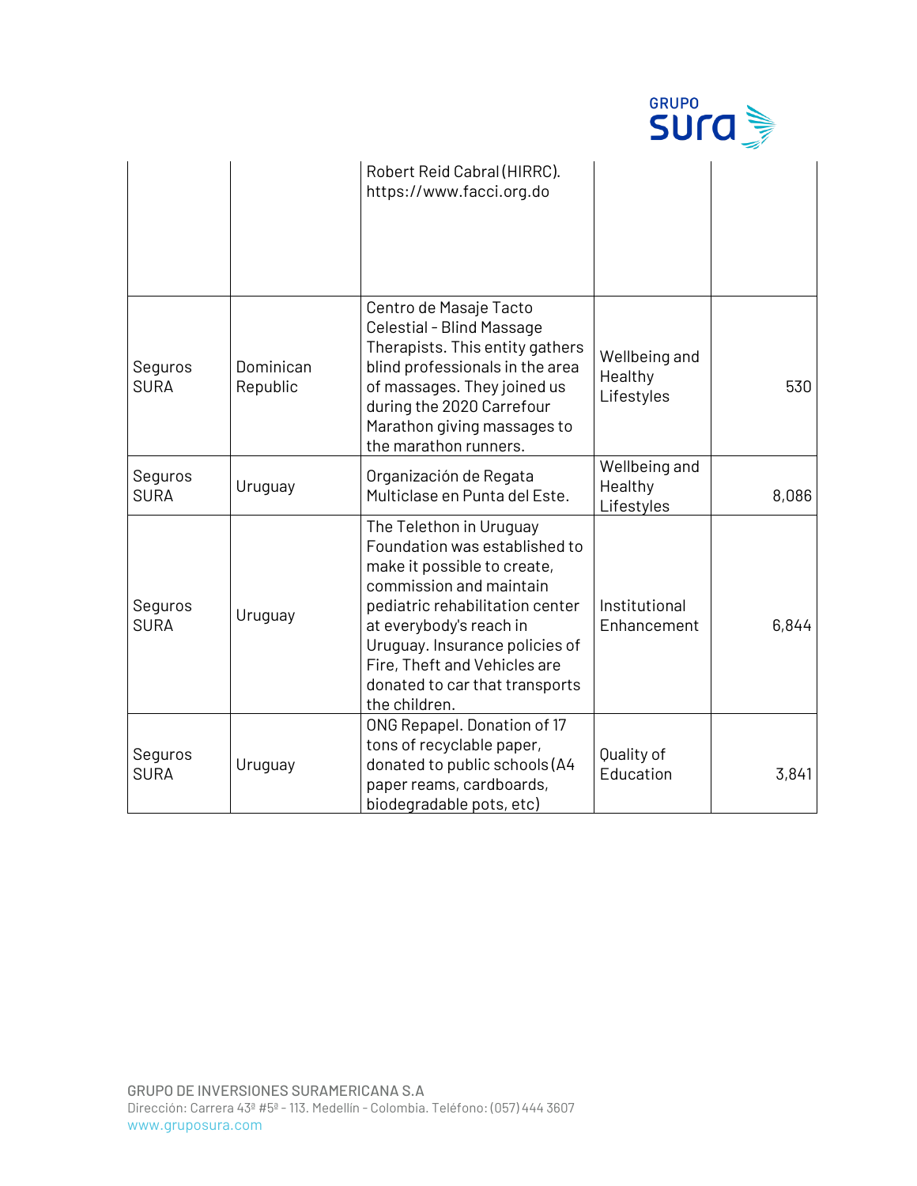| | | | | |
|---|---|---|---|---|
| | | Robert Reid Cabral (HIRRC). https://www.facci.org.do | | |
| Seguros SURA | Dominican Republic | Centro de Masaje Tacto Celestial - Blind Massage Therapists. This entity gathers blind professionals in the area of massages. They joined us during the 2020 Carrefour Marathon giving massages to the marathon runners. | Wellbeing and Healthy Lifestyles | 530 |
| Seguros SURA | Uruguay | Organización de Regata Multiclase en Punta del Este. | Wellbeing and Healthy Lifestyles | 8,086 |
| Seguros SURA | Uruguay | The Telethon in Uruguay Foundation was established to make it possible to create, commission and maintain pediatric rehabilitation center at everybody's reach in Uruguay. Insurance policies of Fire, Theft and Vehicles are donated to car that transports the children. | Institutional Enhancement | 6,844 |
| Seguros SURA | Uruguay | ONG Repapel. Donation of 17 tons of recyclable paper, donated to public schools (A4 paper reams, cardboards, biodegradable pots, etc) | Quality of Education | 3,841 |